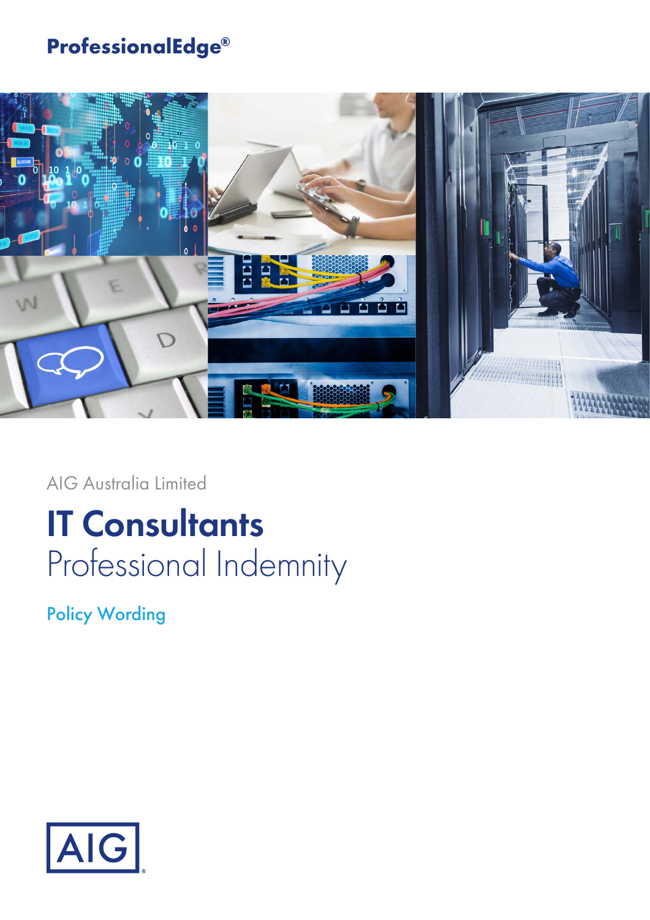**ProfessionalEdge®**

AIG Australia Limited

# IT Consultants
## Professional Indemnity

### Policy Wording

AIG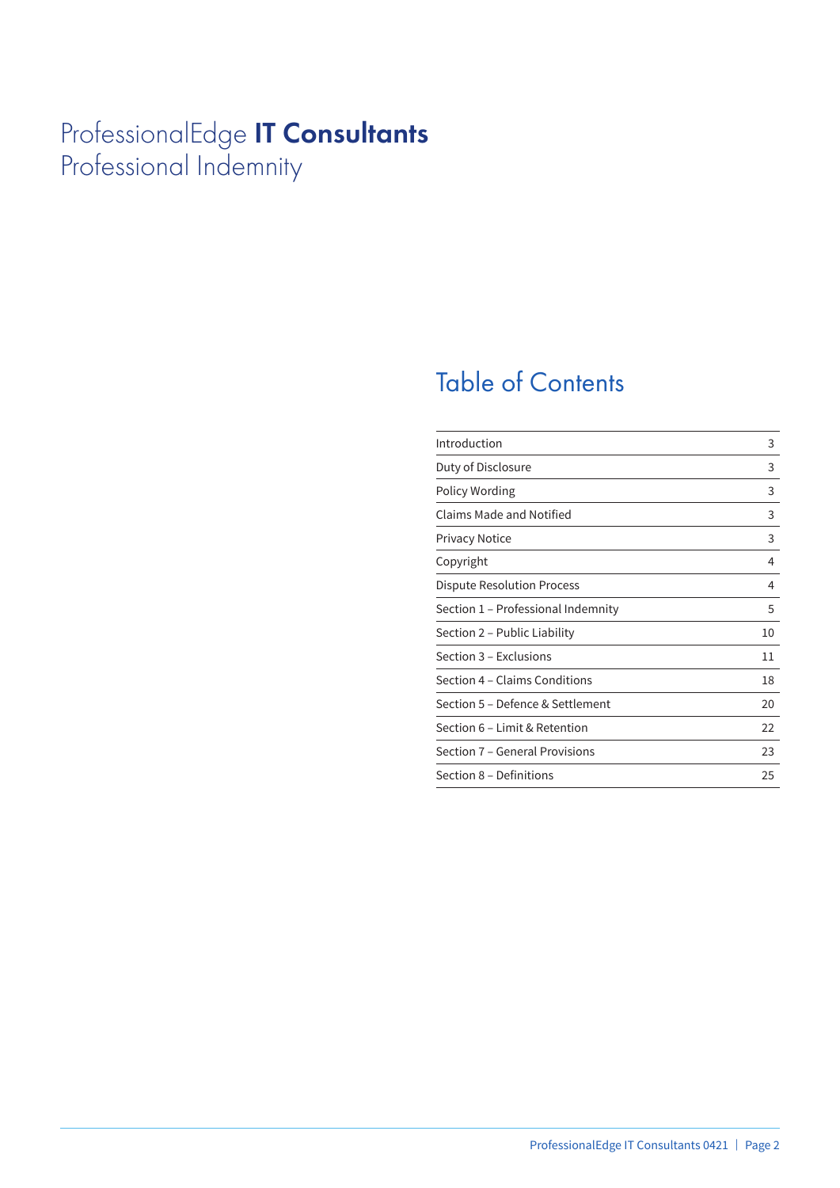# ProfessionalEdge **IT Consultants**
Professional Indemnity

## Table of Contents

| | |
|---|---|
| Introduction | 3 |
| Duty of Disclosure | 3 |
| Policy Wording | 3 |
| Claims Made and Notified | 3 |
| Privacy Notice | 3 |
| Copyright | 4 |
| Dispute Resolution Process | 4 |
| Section 1 – Professional Indemnity | 5 |
| Section 2 – Public Liability | 10 |
| Section 3 – Exclusions | 11 |
| Section 4 – Claims Conditions | 18 |
| Section 5 – Defence & Settlement | 20 |
| Section 6 – Limit & Retention | 22 |
| Section 7 – General Provisions | 23 |
| Section 8 – Definitions | 25 |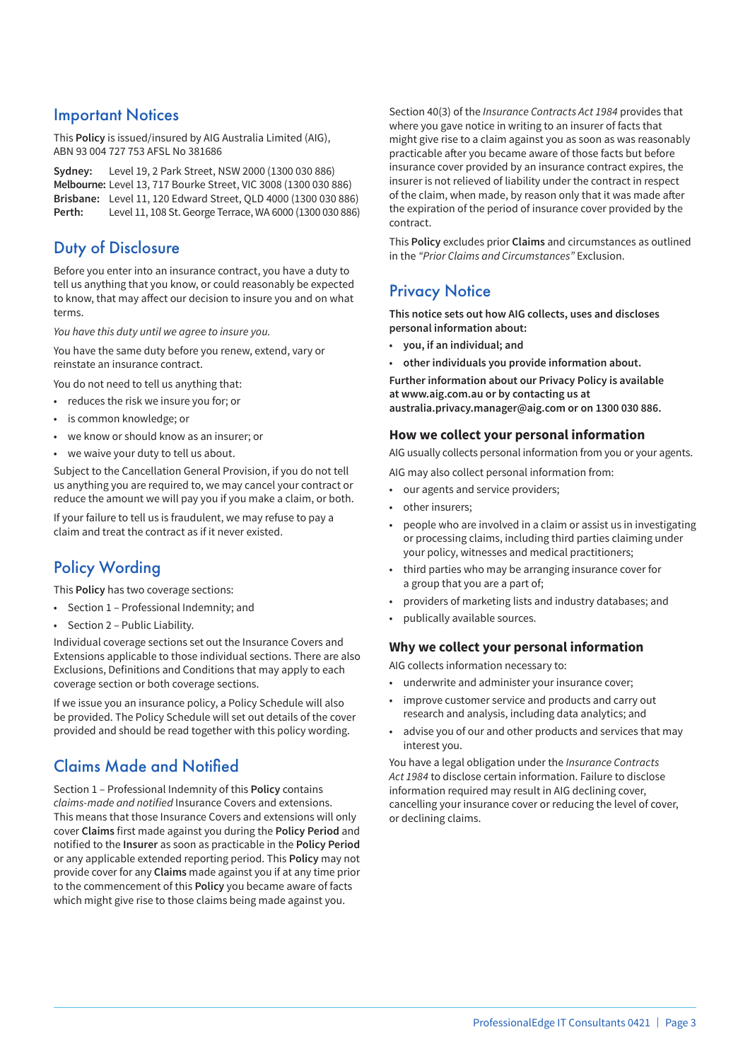## Important Notices

This **Policy** is issued/insured by AIG Australia Limited (AIG), ABN 93 004 727 753 AFSL No 381686

**Sydney:** Level 19, 2 Park Street, NSW 2000 (1300 030 886)
**Melbourne:** Level 13, 717 Bourke Street, VIC 3008 (1300 030 886)
**Brisbane:** Level 11, 120 Edward Street, QLD 4000 (1300 030 886)
**Perth:** Level 11, 108 St. George Terrace, WA 6000 (1300 030 886)

## Duty of Disclosure

Before you enter into an insurance contract, you have a duty to tell us anything that you know, or could reasonably be expected to know, that may affect our decision to insure you and on what terms.

*You have this duty until we agree to insure you.*

You have the same duty before you renew, extend, vary or reinstate an insurance contract.

You do not need to tell us anything that:

- reduces the risk we insure you for; or
- is common knowledge; or
- we know or should know as an insurer; or
- we waive your duty to tell us about.

Subject to the Cancellation General Provision, if you do not tell us anything you are required to, we may cancel your contract or reduce the amount we will pay you if you make a claim, or both.

If your failure to tell us is fraudulent, we may refuse to pay a claim and treat the contract as if it never existed.

## Policy Wording

This **Policy** has two coverage sections:

- Section 1 – Professional Indemnity; and
- Section 2 – Public Liability.

Individual coverage sections set out the Insurance Covers and Extensions applicable to those individual sections. There are also Exclusions, Definitions and Conditions that may apply to each coverage section or both coverage sections.

If we issue you an insurance policy, a Policy Schedule will also be provided. The Policy Schedule will set out details of the cover provided and should be read together with this policy wording.

## Claims Made and Notified

Section 1 – Professional Indemnity of this **Policy** contains *claims-made and notified* Insurance Covers and extensions. This means that those Insurance Covers and extensions will only cover **Claims** first made against you during the **Policy Period** and notified to the **Insurer** as soon as practicable in the **Policy Period** or any applicable extended reporting period. This **Policy** may not provide cover for any **Claims** made against you if at any time prior to the commencement of this **Policy** you became aware of facts which might give rise to those claims being made against you.

Section 40(3) of the *Insurance Contracts Act 1984* provides that where you gave notice in writing to an insurer of facts that might give rise to a claim against you as soon as was reasonably practicable after you became aware of those facts but before insurance cover provided by an insurance contract expires, the insurer is not relieved of liability under the contract in respect of the claim, when made, by reason only that it was made after the expiration of the period of insurance cover provided by the contract.

This **Policy** excludes prior **Claims** and circumstances as outlined in the *"Prior Claims and Circumstances"* Exclusion.

## Privacy Notice

**This notice sets out how AIG collects, uses and discloses personal information about:**

- **you, if an individual; and**
- **other individuals you provide information about.**

**Further information about our Privacy Policy is available at www.aig.com.au or by contacting us at australia.privacy.manager@aig.com or on 1300 030 886.**

### How we collect your personal information

AIG usually collects personal information from you or your agents.

AIG may also collect personal information from:

- our agents and service providers;
- other insurers;
- people who are involved in a claim or assist us in investigating or processing claims, including third parties claiming under your policy, witnesses and medical practitioners;
- third parties who may be arranging insurance cover for a group that you are a part of;
- providers of marketing lists and industry databases; and
- publically available sources.

### Why we collect your personal information

AIG collects information necessary to:

- underwrite and administer your insurance cover;
- improve customer service and products and carry out research and analysis, including data analytics; and
- advise you of our and other products and services that may interest you.

You have a legal obligation under the *Insurance Contracts Act 1984* to disclose certain information. Failure to disclose information required may result in AIG declining cover, cancelling your insurance cover or reducing the level of cover, or declining claims.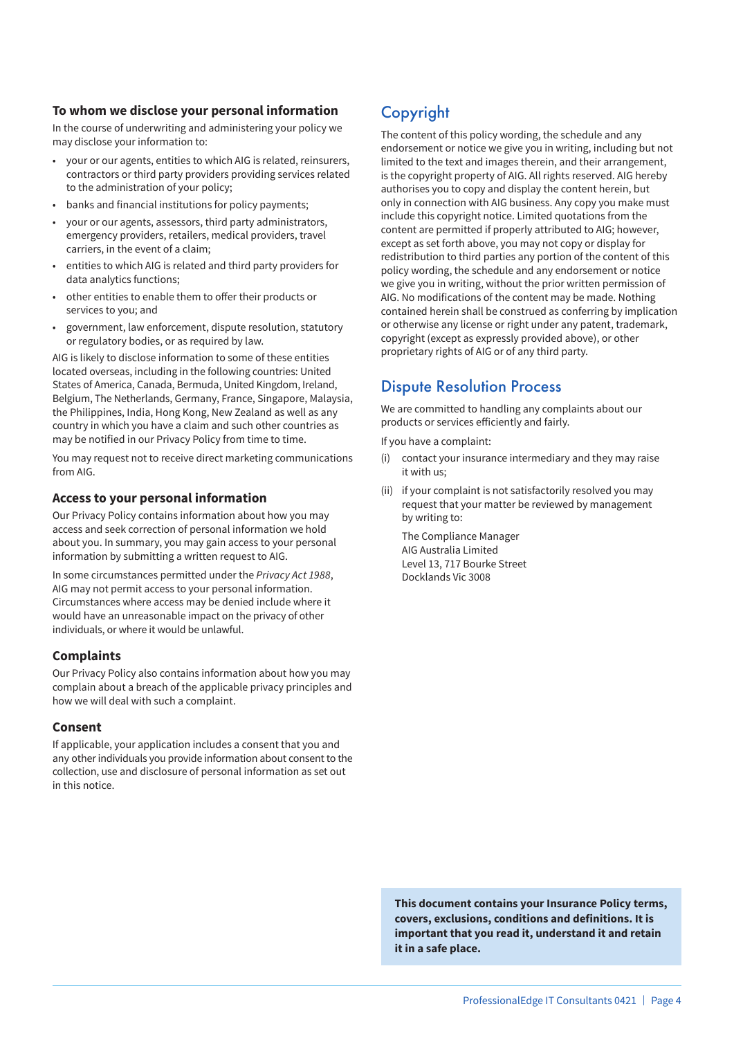### To whom we disclose your personal information

In the course of underwriting and administering your policy we may disclose your information to:

- your or our agents, entities to which AIG is related, reinsurers, contractors or third party providers providing services related to the administration of your policy;
- banks and financial institutions for policy payments;
- your or our agents, assessors, third party administrators, emergency providers, retailers, medical providers, travel carriers, in the event of a claim;
- entities to which AIG is related and third party providers for data analytics functions;
- other entities to enable them to offer their products or services to you; and
- government, law enforcement, dispute resolution, statutory or regulatory bodies, or as required by law.

AIG is likely to disclose information to some of these entities located overseas, including in the following countries: United States of America, Canada, Bermuda, United Kingdom, Ireland, Belgium, The Netherlands, Germany, France, Singapore, Malaysia, the Philippines, India, Hong Kong, New Zealand as well as any country in which you have a claim and such other countries as may be notified in our Privacy Policy from time to time.

You may request not to receive direct marketing communications from AIG.

### Access to your personal information

Our Privacy Policy contains information about how you may access and seek correction of personal information we hold about you. In summary, you may gain access to your personal information by submitting a written request to AIG.

In some circumstances permitted under the *Privacy Act 1988*, AIG may not permit access to your personal information. Circumstances where access may be denied include where it would have an unreasonable impact on the privacy of other individuals, or where it would be unlawful.

### Complaints

Our Privacy Policy also contains information about how you may complain about a breach of the applicable privacy principles and how we will deal with such a complaint.

### Consent

If applicable, your application includes a consent that you and any other individuals you provide information about consent to the collection, use and disclosure of personal information as set out in this notice.

## Copyright

The content of this policy wording, the schedule and any endorsement or notice we give you in writing, including but not limited to the text and images therein, and their arrangement, is the copyright property of AIG. All rights reserved. AIG hereby authorises you to copy and display the content herein, but only in connection with AIG business. Any copy you make must include this copyright notice. Limited quotations from the content are permitted if properly attributed to AIG; however, except as set forth above, you may not copy or display for redistribution to third parties any portion of the content of this policy wording, the schedule and any endorsement or notice we give you in writing, without the prior written permission of AIG. No modifications of the content may be made. Nothing contained herein shall be construed as conferring by implication or otherwise any license or right under any patent, trademark, copyright (except as expressly provided above), or other proprietary rights of AIG or of any third party.

## Dispute Resolution Process

We are committed to handling any complaints about our products or services efficiently and fairly.

If you have a complaint:

(i) contact your insurance intermediary and they may raise it with us;

(ii) if your complaint is not satisfactorily resolved you may request that your matter be reviewed by management by writing to:

The Compliance Manager
AIG Australia Limited
Level 13, 717 Bourke Street
Docklands Vic 3008

**This document contains your Insurance Policy terms, covers, exclusions, conditions and definitions. It is important that you read it, understand it and retain it in a safe place.**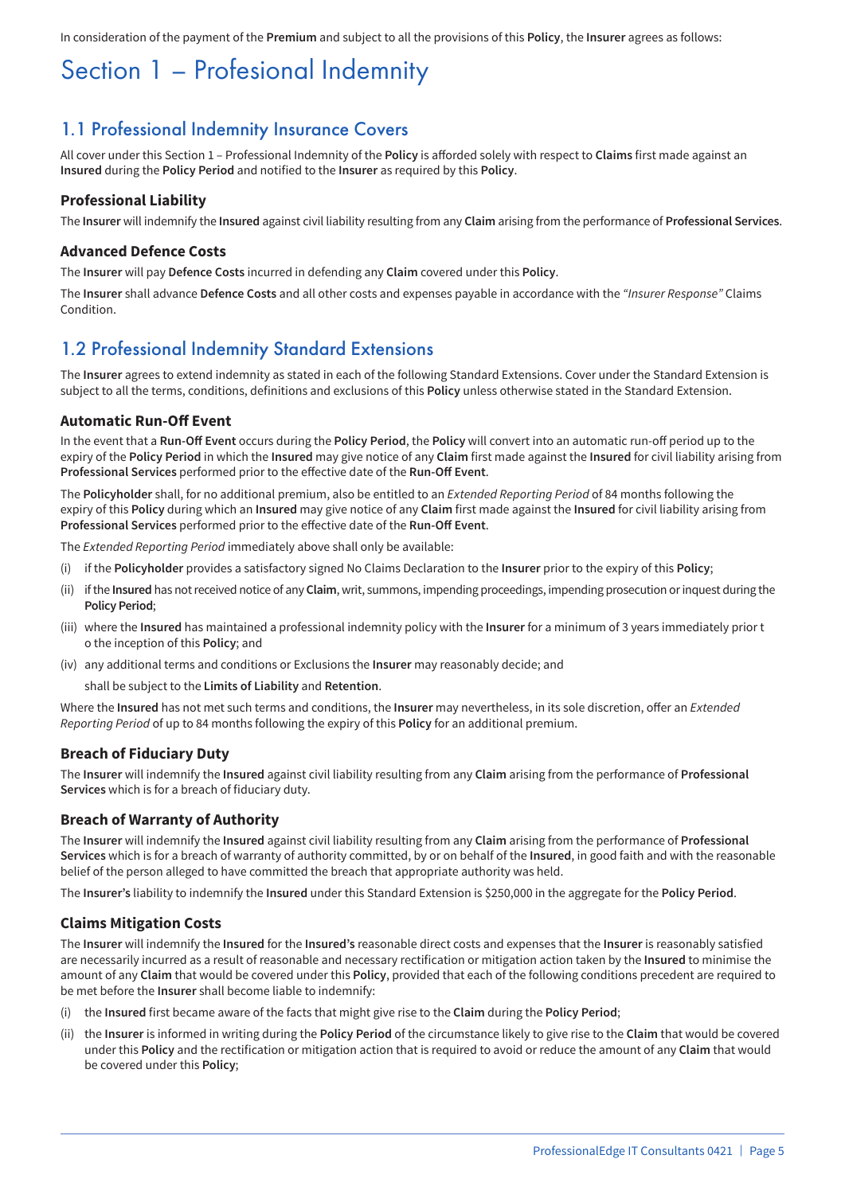In consideration of the payment of the **Premium** and subject to all the provisions of this **Policy**, the **Insurer** agrees as follows:

# Section 1 – Profesional Indemnity

## 1.1 Professional Indemnity Insurance Covers

All cover under this Section 1 – Professional Indemnity of the **Policy** is afforded solely with respect to **Claims** first made against an **Insured** during the **Policy Period** and notified to the **Insurer** as required by this **Policy**.

### Professional Liability

The **Insurer** will indemnify the **Insured** against civil liability resulting from any **Claim** arising from the performance of **Professional Services**.

### Advanced Defence Costs

The **Insurer** will pay **Defence Costs** incurred in defending any **Claim** covered under this **Policy**.

The **Insurer** shall advance **Defence Costs** and all other costs and expenses payable in accordance with the *"Insurer Response"* Claims Condition.

## 1.2 Professional Indemnity Standard Extensions

The **Insurer** agrees to extend indemnity as stated in each of the following Standard Extensions. Cover under the Standard Extension is subject to all the terms, conditions, definitions and exclusions of this **Policy** unless otherwise stated in the Standard Extension.

### Automatic Run-Off Event

In the event that a **Run-Off Event** occurs during the **Policy Period**, the **Policy** will convert into an automatic run-off period up to the expiry of the **Policy Period** in which the **Insured** may give notice of any **Claim** first made against the **Insured** for civil liability arising from **Professional Services** performed prior to the effective date of the **Run-Off Event**.

The **Policyholder** shall, for no additional premium, also be entitled to an *Extended Reporting Period* of 84 months following the expiry of this **Policy** during which an **Insured** may give notice of any **Claim** first made against the **Insured** for civil liability arising from **Professional Services** performed prior to the effective date of the **Run-Off Event**.

The *Extended Reporting Period* immediately above shall only be available:

(i) if the **Policyholder** provides a satisfactory signed No Claims Declaration to the **Insurer** prior to the expiry of this **Policy**;

(ii) if the **Insured** has not received notice of any **Claim**, writ, summons, impending proceedings, impending prosecution or inquest during the **Policy Period**;

(iii) where the **Insured** has maintained a professional indemnity policy with the **Insurer** for a minimum of 3 years immediately prior to the inception of this **Policy**; and

(iv) any additional terms and conditions or Exclusions the **Insurer** may reasonably decide; and

shall be subject to the **Limits of Liability** and **Retention**.

Where the **Insured** has not met such terms and conditions, the **Insurer** may nevertheless, in its sole discretion, offer an *Extended Reporting Period* of up to 84 months following the expiry of this **Policy** for an additional premium.

### Breach of Fiduciary Duty

The **Insurer** will indemnify the **Insured** against civil liability resulting from any **Claim** arising from the performance of **Professional Services** which is for a breach of fiduciary duty.

### Breach of Warranty of Authority

The **Insurer** will indemnify the **Insured** against civil liability resulting from any **Claim** arising from the performance of **Professional Services** which is for a breach of warranty of authority committed, by or on behalf of the **Insured**, in good faith and with the reasonable belief of the person alleged to have committed the breach that appropriate authority was held.

The **Insurer's** liability to indemnify the **Insured** under this Standard Extension is $250,000 in the aggregate for the **Policy Period**.

### Claims Mitigation Costs

The **Insurer** will indemnify the **Insured** for the **Insured's** reasonable direct costs and expenses that the **Insurer** is reasonably satisfied are necessarily incurred as a result of reasonable and necessary rectification or mitigation action taken by the **Insured** to minimise the amount of any **Claim** that would be covered under this **Policy**, provided that each of the following conditions precedent are required to be met before the **Insurer** shall become liable to indemnify:

(i) the **Insured** first became aware of the facts that might give rise to the **Claim** during the **Policy Period**;

(ii) the **Insurer** is informed in writing during the **Policy Period** of the circumstance likely to give rise to the **Claim** that would be covered under this **Policy** and the rectification or mitigation action that is required to avoid or reduce the amount of any **Claim** that would be covered under this **Policy**;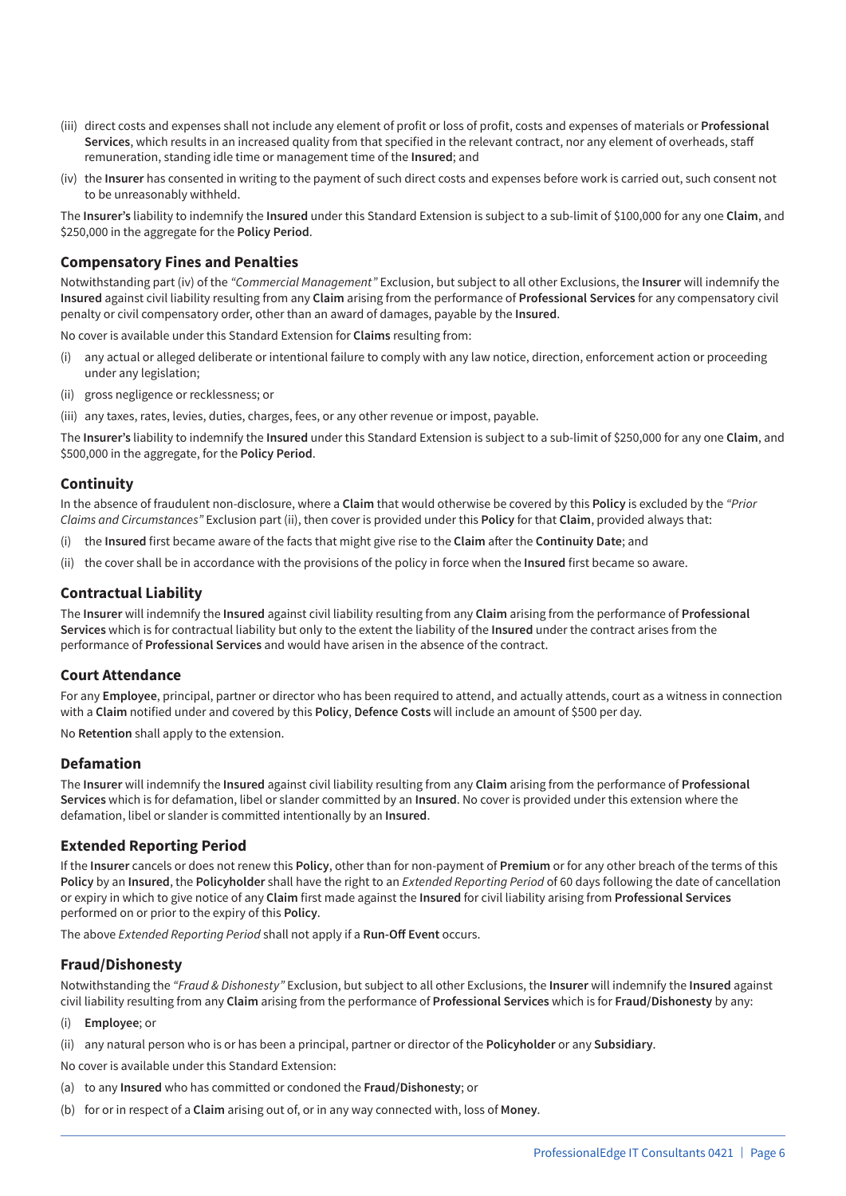(iii) direct costs and expenses shall not include any element of profit or loss of profit, costs and expenses of materials or **Professional Services**, which results in an increased quality from that specified in the relevant contract, nor any element of overheads, staff remuneration, standing idle time or management time of the **Insured**; and

(iv) the **Insurer** has consented in writing to the payment of such direct costs and expenses before work is carried out, such consent not to be unreasonably withheld.

The **Insurer's** liability to indemnify the **Insured** under this Standard Extension is subject to a sub-limit of $100,000 for any one **Claim**, and $250,000 in the aggregate for the **Policy Period**.

### Compensatory Fines and Penalties

Notwithstanding part (iv) of the *"Commercial Management"* Exclusion, but subject to all other Exclusions, the **Insurer** will indemnify the **Insured** against civil liability resulting from any **Claim** arising from the performance of **Professional Services** for any compensatory civil penalty or civil compensatory order, other than an award of damages, payable by the **Insured**.

No cover is available under this Standard Extension for **Claims** resulting from:

(i) any actual or alleged deliberate or intentional failure to comply with any law notice, direction, enforcement action or proceeding under any legislation;

(ii) gross negligence or recklessness; or

(iii) any taxes, rates, levies, duties, charges, fees, or any other revenue or impost, payable.

The **Insurer's** liability to indemnify the **Insured** under this Standard Extension is subject to a sub-limit of $250,000 for any one **Claim**, and $500,000 in the aggregate, for the **Policy Period**.

### Continuity

In the absence of fraudulent non-disclosure, where a **Claim** that would otherwise be covered by this **Policy** is excluded by the *"Prior Claims and Circumstances"* Exclusion part (ii), then cover is provided under this **Policy** for that **Claim**, provided always that:

(i) the **Insured** first became aware of the facts that might give rise to the **Claim** after the **Continuity Date**; and

(ii) the cover shall be in accordance with the provisions of the policy in force when the **Insured** first became so aware.

### Contractual Liability

The **Insurer** will indemnify the **Insured** against civil liability resulting from any **Claim** arising from the performance of **Professional Services** which is for contractual liability but only to the extent the liability of the **Insured** under the contract arises from the performance of **Professional Services** and would have arisen in the absence of the contract.

### Court Attendance

For any **Employee**, principal, partner or director who has been required to attend, and actually attends, court as a witness in connection with a **Claim** notified under and covered by this **Policy**, **Defence Costs** will include an amount of $500 per day.

No **Retention** shall apply to the extension.

### Defamation

The **Insurer** will indemnify the **Insured** against civil liability resulting from any **Claim** arising from the performance of **Professional Services** which is for defamation, libel or slander committed by an **Insured**. No cover is provided under this extension where the defamation, libel or slander is committed intentionally by an **Insured**.

### Extended Reporting Period

If the **Insurer** cancels or does not renew this **Policy**, other than for non-payment of **Premium** or for any other breach of the terms of this **Policy** by an **Insured**, the **Policyholder** shall have the right to an *Extended Reporting Period* of 60 days following the date of cancellation or expiry in which to give notice of any **Claim** first made against the **Insured** for civil liability arising from **Professional Services** performed on or prior to the expiry of this **Policy**.

The above *Extended Reporting Period* shall not apply if a **Run-Off Event** occurs.

### Fraud/Dishonesty

Notwithstanding the *"Fraud & Dishonesty"* Exclusion, but subject to all other Exclusions, the **Insurer** will indemnify the **Insured** against civil liability resulting from any **Claim** arising from the performance of **Professional Services** which is for **Fraud/Dishonesty** by any:

(i) **Employee**; or

(ii) any natural person who is or has been a principal, partner or director of the **Policyholder** or any **Subsidiary**.

No cover is available under this Standard Extension:

(a) to any **Insured** who has committed or condoned the **Fraud/Dishonesty**; or

(b) for or in respect of a **Claim** arising out of, or in any way connected with, loss of **Money**.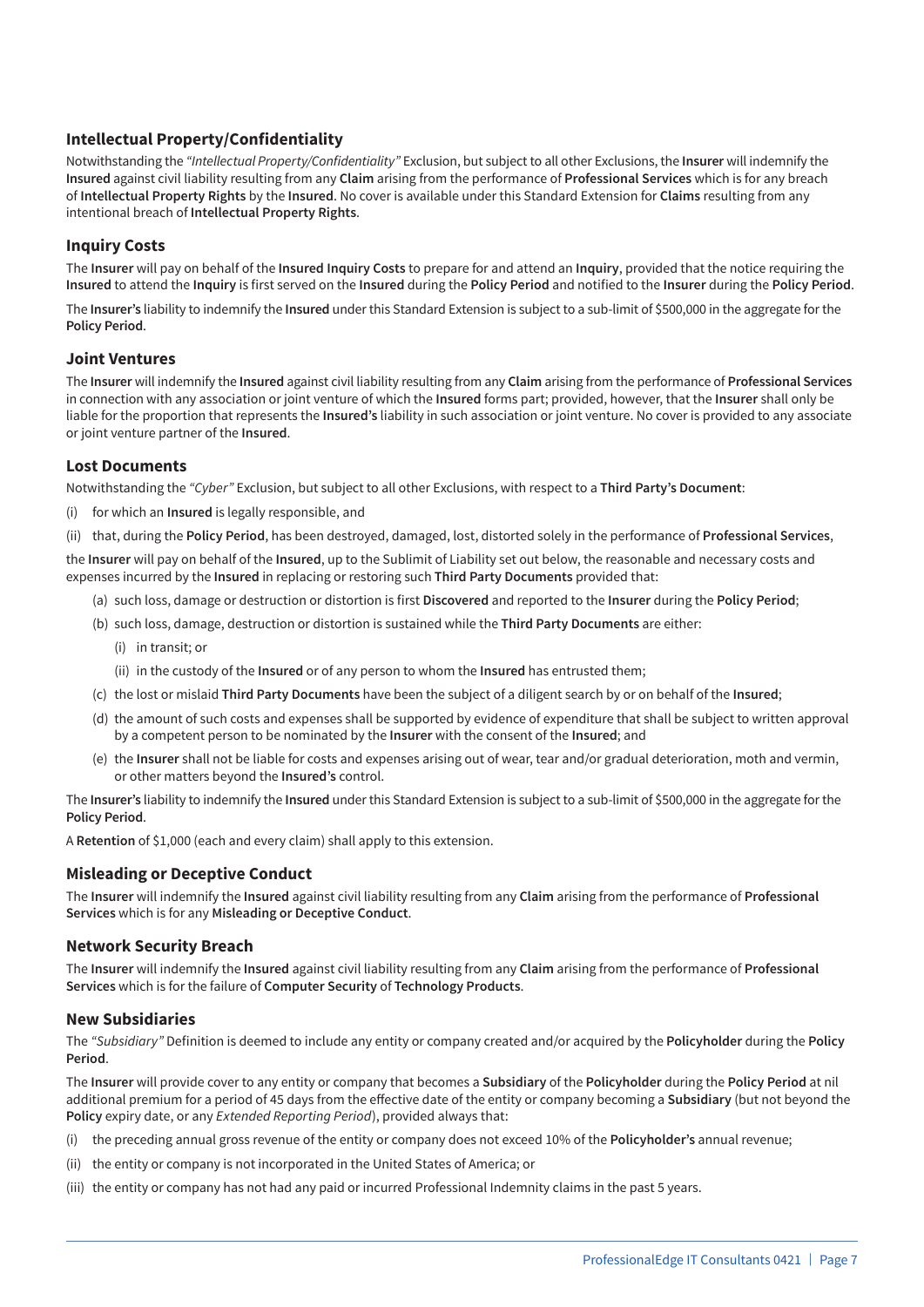### Intellectual Property/Confidentiality

Notwithstanding the *"Intellectual Property/Confidentiality"* Exclusion, but subject to all other Exclusions, the **Insurer** will indemnify the **Insured** against civil liability resulting from any **Claim** arising from the performance of **Professional Services** which is for any breach of **Intellectual Property Rights** by the **Insured**. No cover is available under this Standard Extension for **Claims** resulting from any intentional breach of **Intellectual Property Rights**.

### Inquiry Costs

The **Insurer** will pay on behalf of the **Insured Inquiry Costs** to prepare for and attend an **Inquiry**, provided that the notice requiring the **Insured** to attend the **Inquiry** is first served on the **Insured** during the **Policy Period** and notified to the **Insurer** during the **Policy Period**.

The **Insurer's** liability to indemnify the **Insured** under this Standard Extension is subject to a sub-limit of $500,000 in the aggregate for the **Policy Period**.

### Joint Ventures

The **Insurer** will indemnify the **Insured** against civil liability resulting from any **Claim** arising from the performance of **Professional Services** in connection with any association or joint venture of which the **Insured** forms part; provided, however, that the **Insurer** shall only be liable for the proportion that represents the **Insured's** liability in such association or joint venture. No cover is provided to any associate or joint venture partner of the **Insured**.

### Lost Documents

Notwithstanding the *"Cyber"* Exclusion, but subject to all other Exclusions, with respect to a **Third Party's Document**:

(i) for which an **Insured** is legally responsible, and

(ii) that, during the **Policy Period**, has been destroyed, damaged, lost, distorted solely in the performance of **Professional Services**,

the **Insurer** will pay on behalf of the **Insured**, up to the Sublimit of Liability set out below, the reasonable and necessary costs and expenses incurred by the **Insured** in replacing or restoring such **Third Party Documents** provided that:

- (a) such loss, damage or destruction or distortion is first **Discovered** and reported to the **Insurer** during the **Policy Period**;
- (b) such loss, damage, destruction or distortion is sustained while the **Third Party Documents** are either:
  - (i) in transit; or
  - (ii) in the custody of the **Insured** or of any person to whom the **Insured** has entrusted them;
- (c) the lost or mislaid **Third Party Documents** have been the subject of a diligent search by or on behalf of the **Insured**;
- (d) the amount of such costs and expenses shall be supported by evidence of expenditure that shall be subject to written approval by a competent person to be nominated by the **Insurer** with the consent of the **Insured**; and
- (e) the **Insurer** shall not be liable for costs and expenses arising out of wear, tear and/or gradual deterioration, moth and vermin, or other matters beyond the **Insured's** control.

The **Insurer's** liability to indemnify the **Insured** under this Standard Extension is subject to a sub-limit of $500,000 in the aggregate for the **Policy Period**.

A **Retention** of $1,000 (each and every claim) shall apply to this extension.

### Misleading or Deceptive Conduct

The **Insurer** will indemnify the **Insured** against civil liability resulting from any **Claim** arising from the performance of **Professional Services** which is for any **Misleading or Deceptive Conduct**.

### Network Security Breach

The **Insurer** will indemnify the **Insured** against civil liability resulting from any **Claim** arising from the performance of **Professional Services** which is for the failure of **Computer Security** of **Technology Products**.

### New Subsidiaries

The *"Subsidiary"* Definition is deemed to include any entity or company created and/or acquired by the **Policyholder** during the **Policy Period**.

The **Insurer** will provide cover to any entity or company that becomes a **Subsidiary** of the **Policyholder** during the **Policy Period** at nil additional premium for a period of 45 days from the effective date of the entity or company becoming a **Subsidiary** (but not beyond the **Policy** expiry date, or any *Extended Reporting Period*), provided always that:

(i) the preceding annual gross revenue of the entity or company does not exceed 10% of the **Policyholder's** annual revenue;

(ii) the entity or company is not incorporated in the United States of America; or

(iii) the entity or company has not had any paid or incurred Professional Indemnity claims in the past 5 years.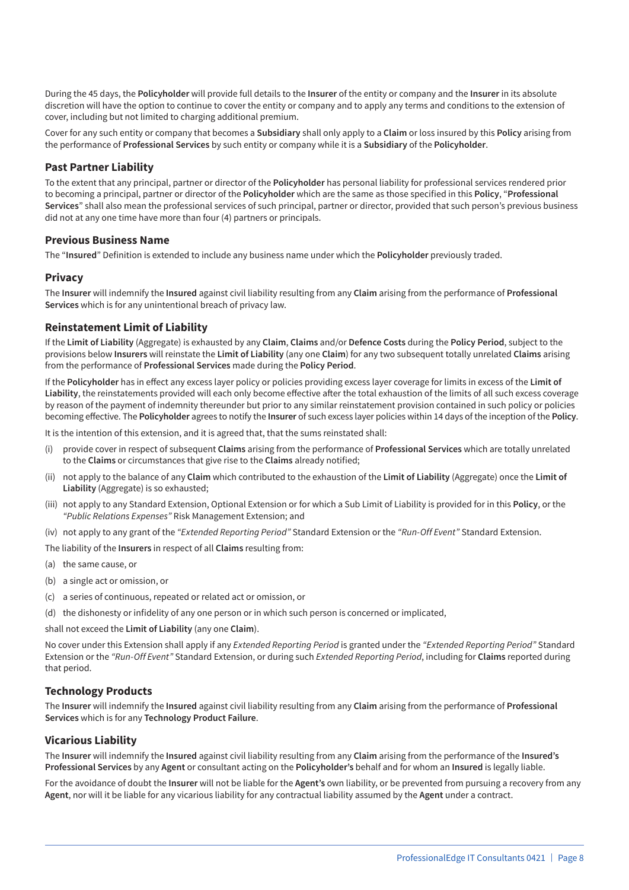During the 45 days, the **Policyholder** will provide full details to the **Insurer** of the entity or company and the **Insurer** in its absolute discretion will have the option to continue to cover the entity or company and to apply any terms and conditions to the extension of cover, including but not limited to charging additional premium.

Cover for any such entity or company that becomes a **Subsidiary** shall only apply to a **Claim** or loss insured by this **Policy** arising from the performance of **Professional Services** by such entity or company while it is a **Subsidiary** of the **Policyholder**.

### Past Partner Liability

To the extent that any principal, partner or director of the **Policyholder** has personal liability for professional services rendered prior to becoming a principal, partner or director of the **Policyholder** which are the same as those specified in this **Policy**, "**Professional Services**" shall also mean the professional services of such principal, partner or director, provided that such person's previous business did not at any one time have more than four (4) partners or principals.

### Previous Business Name

The "**Insured**" Definition is extended to include any business name under which the **Policyholder** previously traded.

### Privacy

The **Insurer** will indemnify the **Insured** against civil liability resulting from any **Claim** arising from the performance of **Professional Services** which is for any unintentional breach of privacy law.

### Reinstatement Limit of Liability

If the **Limit of Liability** (Aggregate) is exhausted by any **Claim**, **Claims** and/or **Defence Costs** during the **Policy Period**, subject to the provisions below **Insurers** will reinstate the **Limit of Liability** (any one **Claim**) for any two subsequent totally unrelated **Claims** arising from the performance of **Professional Services** made during the **Policy Period**.

If the **Policyholder** has in effect any excess layer policy or policies providing excess layer coverage for limits in excess of the **Limit of Liability**, the reinstatements provided will each only become effective after the total exhaustion of the limits of all such excess coverage by reason of the payment of indemnity thereunder but prior to any similar reinstatement provision contained in such policy or policies becoming effective. The **Policyholder** agrees to notify the **Insurer** of such excess layer policies within 14 days of the inception of the **Policy**.

It is the intention of this extension, and it is agreed that, that the sums reinstated shall:

(i) provide cover in respect of subsequent **Claims** arising from the performance of **Professional Services** which are totally unrelated to the **Claims** or circumstances that give rise to the **Claims** already notified;

(ii) not apply to the balance of any **Claim** which contributed to the exhaustion of the **Limit of Liability** (Aggregate) once the **Limit of Liability** (Aggregate) is so exhausted;

(iii) not apply to any Standard Extension, Optional Extension or for which a Sub Limit of Liability is provided for in this **Policy**, or the *"Public Relations Expenses"* Risk Management Extension; and

(iv) not apply to any grant of the *"Extended Reporting Period"* Standard Extension or the *"Run-Off Event"* Standard Extension.

The liability of the **Insurers** in respect of all **Claims** resulting from:

(a) the same cause, or

(b) a single act or omission, or

(c) a series of continuous, repeated or related act or omission, or

(d) the dishonesty or infidelity of any one person or in which such person is concerned or implicated,

shall not exceed the **Limit of Liability** (any one **Claim**).

No cover under this Extension shall apply if any *Extended Reporting Period* is granted under the *"Extended Reporting Period"* Standard Extension or the *"Run-Off Event"* Standard Extension, or during such *Extended Reporting Period*, including for **Claims** reported during that period.

### Technology Products

The **Insurer** will indemnify the **Insured** against civil liability resulting from any **Claim** arising from the performance of **Professional Services** which is for any **Technology Product Failure**.

### Vicarious Liability

The **Insurer** will indemnify the **Insured** against civil liability resulting from any **Claim** arising from the performance of the **Insured's Professional Services** by any **Agent** or consultant acting on the **Policyholder's** behalf and for whom an **Insured** is legally liable.

For the avoidance of doubt the **Insurer** will not be liable for the **Agent's** own liability, or be prevented from pursuing a recovery from any **Agent**, nor will it be liable for any vicarious liability for any contractual liability assumed by the **Agent** under a contract.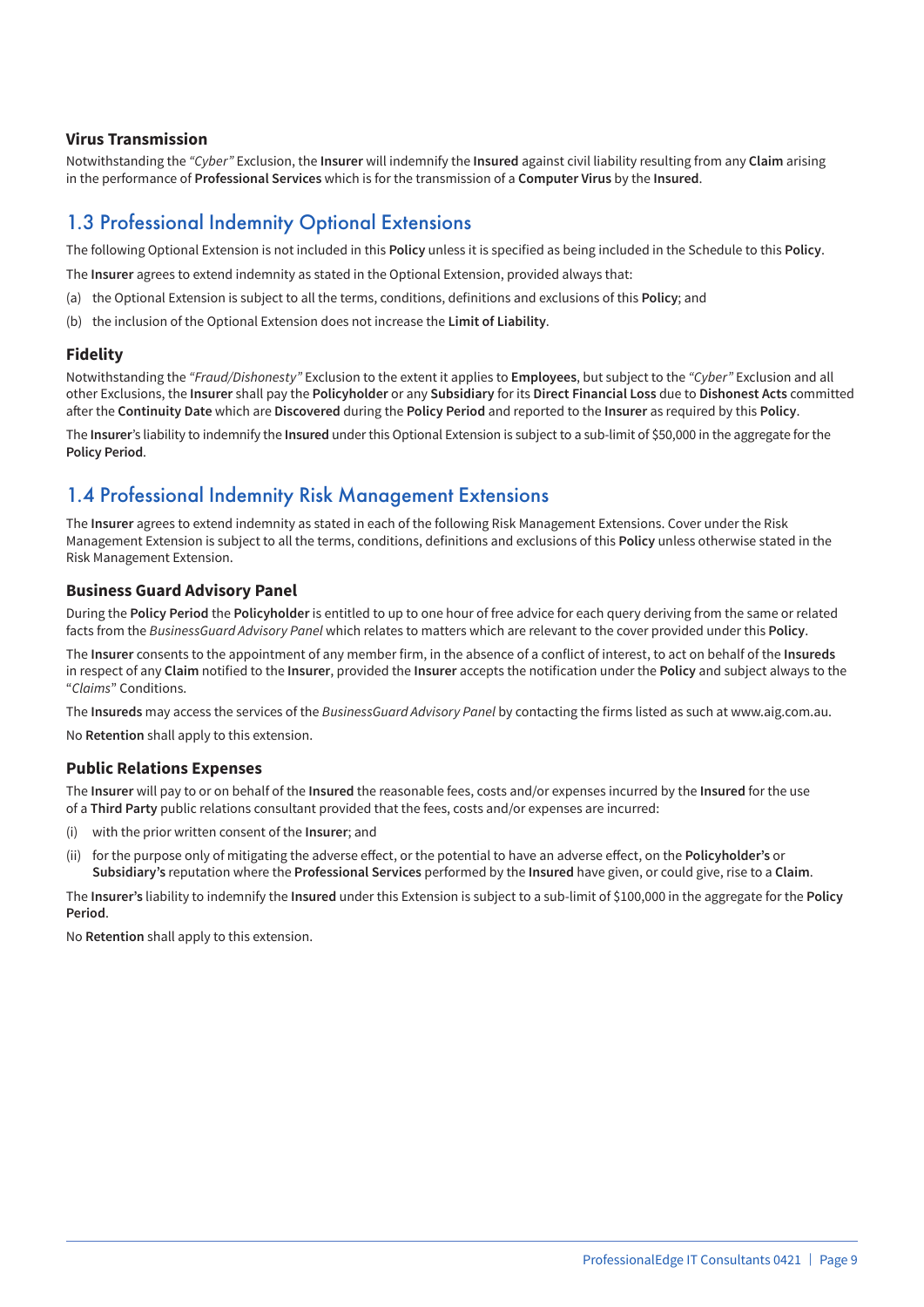### Virus Transmission

Notwithstanding the *"Cyber"* Exclusion, the **Insurer** will indemnify the **Insured** against civil liability resulting from any **Claim** arising in the performance of **Professional Services** which is for the transmission of a **Computer Virus** by the **Insured**.

## 1.3 Professional Indemnity Optional Extensions

The following Optional Extension is not included in this **Policy** unless it is specified as being included in the Schedule to this **Policy**.

The **Insurer** agrees to extend indemnity as stated in the Optional Extension, provided always that:

(a) the Optional Extension is subject to all the terms, conditions, definitions and exclusions of this **Policy**; and

(b) the inclusion of the Optional Extension does not increase the **Limit of Liability**.

### Fidelity

Notwithstanding the *"Fraud/Dishonesty"* Exclusion to the extent it applies to **Employees**, but subject to the *"Cyber"* Exclusion and all other Exclusions, the **Insurer** shall pay the **Policyholder** or any **Subsidiary** for its **Direct Financial Loss** due to **Dishonest Acts** committed after the **Continuity Date** which are **Discovered** during the **Policy Period** and reported to the **Insurer** as required by this **Policy**.

The **Insurer**'s liability to indemnify the **Insured** under this Optional Extension is subject to a sub-limit of $50,000 in the aggregate for the **Policy Period**.

## 1.4 Professional Indemnity Risk Management Extensions

The **Insurer** agrees to extend indemnity as stated in each of the following Risk Management Extensions. Cover under the Risk Management Extension is subject to all the terms, conditions, definitions and exclusions of this **Policy** unless otherwise stated in the Risk Management Extension.

### Business Guard Advisory Panel

During the **Policy Period** the **Policyholder** is entitled to up to one hour of free advice for each query deriving from the same or related facts from the *BusinessGuard Advisory Panel* which relates to matters which are relevant to the cover provided under this **Policy**.

The **Insurer** consents to the appointment of any member firm, in the absence of a conflict of interest, to act on behalf of the **Insureds** in respect of any **Claim** notified to the **Insurer**, provided the **Insurer** accepts the notification under the **Policy** and subject always to the "*Claims*" Conditions.

The **Insureds** may access the services of the *BusinessGuard Advisory Panel* by contacting the firms listed as such at www.aig.com.au.

No **Retention** shall apply to this extension.

### Public Relations Expenses

The **Insurer** will pay to or on behalf of the **Insured** the reasonable fees, costs and/or expenses incurred by the **Insured** for the use of a **Third Party** public relations consultant provided that the fees, costs and/or expenses are incurred:

(i) with the prior written consent of the **Insurer**; and

(ii) for the purpose only of mitigating the adverse effect, or the potential to have an adverse effect, on the **Policyholder's** or **Subsidiary's** reputation where the **Professional Services** performed by the **Insured** have given, or could give, rise to a **Claim**.

The **Insurer's** liability to indemnify the **Insured** under this Extension is subject to a sub-limit of $100,000 in the aggregate for the **Policy Period**.

No **Retention** shall apply to this extension.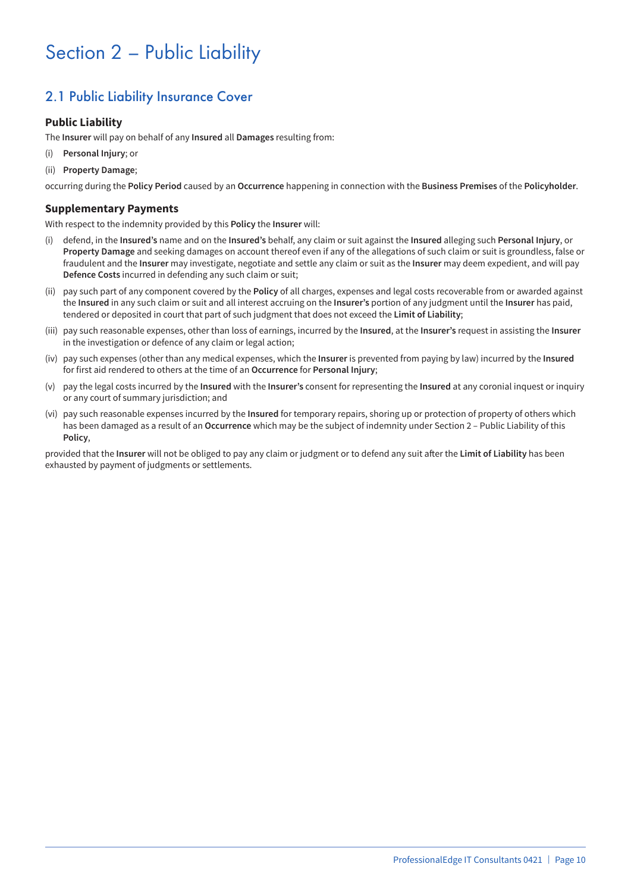# Section 2 – Public Liability

## 2.1 Public Liability Insurance Cover

### Public Liability

The **Insurer** will pay on behalf of any **Insured** all **Damages** resulting from:

(i) **Personal Injury**; or

(ii) **Property Damage**;

occurring during the **Policy Period** caused by an **Occurrence** happening in connection with the **Business Premises** of the **Policyholder**.

### Supplementary Payments

With respect to the indemnity provided by this **Policy** the **Insurer** will:

(i) defend, in the **Insured's** name and on the **Insured's** behalf, any claim or suit against the **Insured** alleging such **Personal Injury**, or **Property Damage** and seeking damages on account thereof even if any of the allegations of such claim or suit is groundless, false or fraudulent and the **Insurer** may investigate, negotiate and settle any claim or suit as the **Insurer** may deem expedient, and will pay **Defence Costs** incurred in defending any such claim or suit;

(ii) pay such part of any component covered by the **Policy** of all charges, expenses and legal costs recoverable from or awarded against the **Insured** in any such claim or suit and all interest accruing on the **Insurer's** portion of any judgment until the **Insurer** has paid, tendered or deposited in court that part of such judgment that does not exceed the **Limit of Liability**;

(iii) pay such reasonable expenses, other than loss of earnings, incurred by the **Insured**, at the **Insurer's** request in assisting the **Insurer** in the investigation or defence of any claim or legal action;

(iv) pay such expenses (other than any medical expenses, which the **Insurer** is prevented from paying by law) incurred by the **Insured** for first aid rendered to others at the time of an **Occurrence** for **Personal Injury**;

(v) pay the legal costs incurred by the **Insured** with the **Insurer's** consent for representing the **Insured** at any coronial inquest or inquiry or any court of summary jurisdiction; and

(vi) pay such reasonable expenses incurred by the **Insured** for temporary repairs, shoring up or protection of property of others which has been damaged as a result of an **Occurrence** which may be the subject of indemnity under Section 2 – Public Liability of this **Policy**,

provided that the **Insurer** will not be obliged to pay any claim or judgment or to defend any suit after the **Limit of Liability** has been exhausted by payment of judgments or settlements.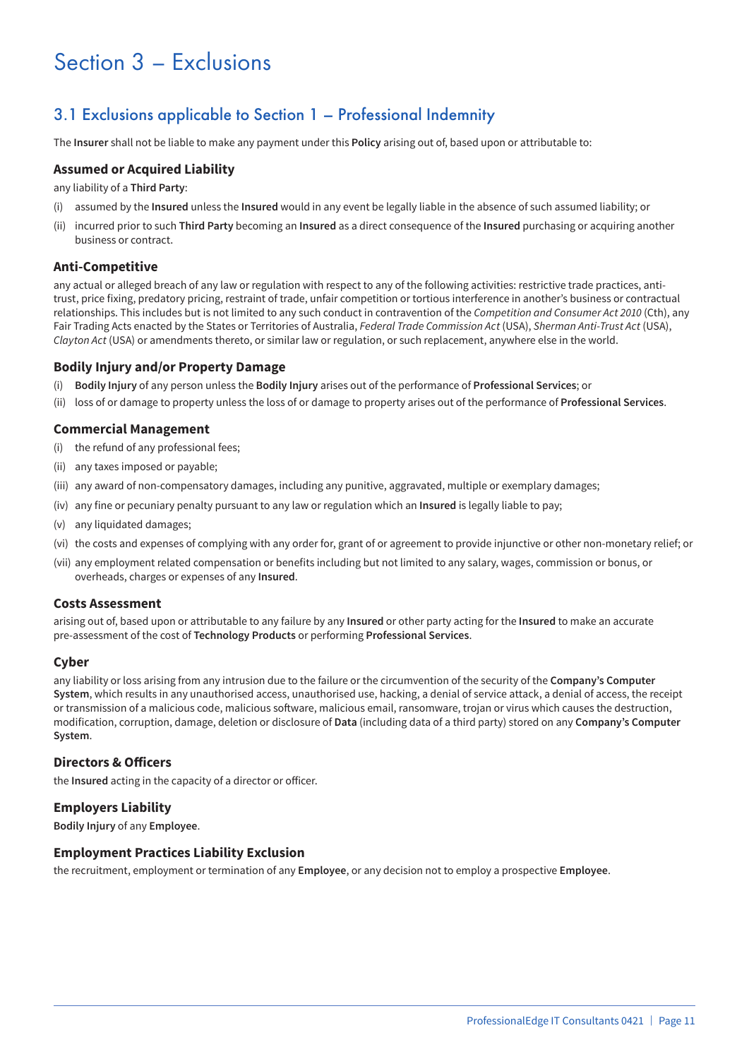# Section 3 – Exclusions

## 3.1 Exclusions applicable to Section 1 – Professional Indemnity

The **Insurer** shall not be liable to make any payment under this **Policy** arising out of, based upon or attributable to:

### Assumed or Acquired Liability

any liability of a **Third Party**:

(i) assumed by the **Insured** unless the **Insured** would in any event be legally liable in the absence of such assumed liability; or

(ii) incurred prior to such **Third Party** becoming an **Insured** as a direct consequence of the **Insured** purchasing or acquiring another business or contract.

### Anti-Competitive

any actual or alleged breach of any law or regulation with respect to any of the following activities: restrictive trade practices, anti-trust, price fixing, predatory pricing, restraint of trade, unfair competition or tortious interference in another's business or contractual relationships. This includes but is not limited to any such conduct in contravention of the *Competition and Consumer Act 2010* (Cth), any Fair Trading Acts enacted by the States or Territories of Australia, *Federal Trade Commission Act* (USA), *Sherman Anti-Trust Act* (USA), *Clayton Act* (USA) or amendments thereto, or similar law or regulation, or such replacement, anywhere else in the world.

### Bodily Injury and/or Property Damage

(i) **Bodily Injury** of any person unless the **Bodily Injury** arises out of the performance of **Professional Services**; or

(ii) loss of or damage to property unless the loss of or damage to property arises out of the performance of **Professional Services**.

### Commercial Management

(i) the refund of any professional fees;

(ii) any taxes imposed or payable;

(iii) any award of non-compensatory damages, including any punitive, aggravated, multiple or exemplary damages;

(iv) any fine or pecuniary penalty pursuant to any law or regulation which an **Insured** is legally liable to pay;

(v) any liquidated damages;

(vi) the costs and expenses of complying with any order for, grant of or agreement to provide injunctive or other non-monetary relief; or

(vii) any employment related compensation or benefits including but not limited to any salary, wages, commission or bonus, or overheads, charges or expenses of any **Insured**.

### Costs Assessment

arising out of, based upon or attributable to any failure by any **Insured** or other party acting for the **Insured** to make an accurate pre-assessment of the cost of **Technology Products** or performing **Professional Services**.

### Cyber

any liability or loss arising from any intrusion due to the failure or the circumvention of the security of the **Company's Computer System**, which results in any unauthorised access, unauthorised use, hacking, a denial of service attack, a denial of access, the receipt or transmission of a malicious code, malicious software, malicious email, ransomware, trojan or virus which causes the destruction, modification, corruption, damage, deletion or disclosure of **Data** (including data of a third party) stored on any **Company's Computer System**.

### Directors & Officers

the **Insured** acting in the capacity of a director or officer.

### Employers Liability

**Bodily Injury** of any **Employee**.

### Employment Practices Liability Exclusion

the recruitment, employment or termination of any **Employee**, or any decision not to employ a prospective **Employee**.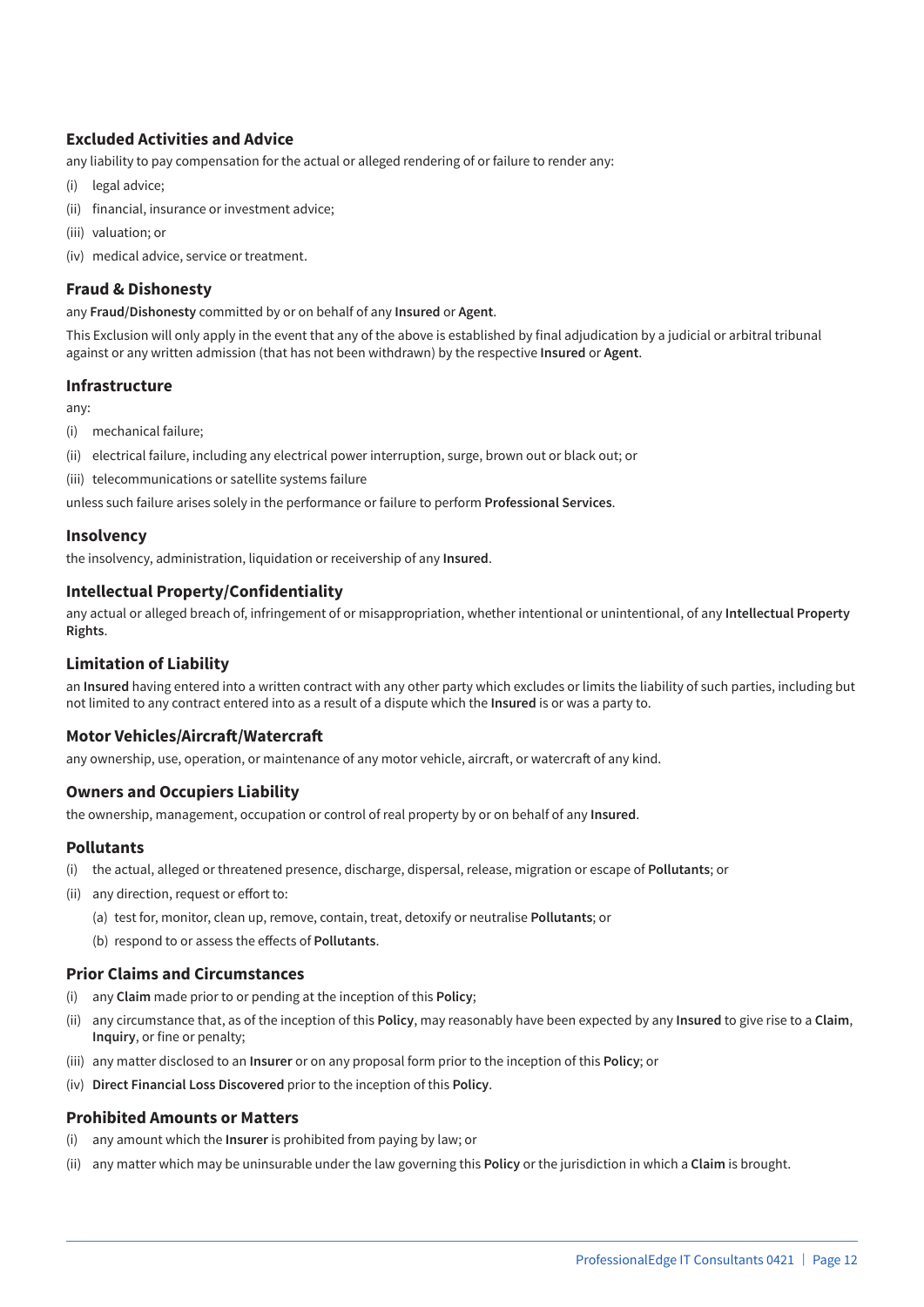### Excluded Activities and Advice

any liability to pay compensation for the actual or alleged rendering of or failure to render any:

(i) legal advice;

(ii) financial, insurance or investment advice;

(iii) valuation; or

(iv) medical advice, service or treatment.

### Fraud & Dishonesty

any **Fraud/Dishonesty** committed by or on behalf of any **Insured** or **Agent**.

This Exclusion will only apply in the event that any of the above is established by final adjudication by a judicial or arbitral tribunal against or any written admission (that has not been withdrawn) by the respective **Insured** or **Agent**.

### Infrastructure

any:

(i) mechanical failure;

(ii) electrical failure, including any electrical power interruption, surge, brown out or black out; or

(iii) telecommunications or satellite systems failure

unless such failure arises solely in the performance or failure to perform **Professional Services**.

### Insolvency

the insolvency, administration, liquidation or receivership of any **Insured**.

### Intellectual Property/Confidentiality

any actual or alleged breach of, infringement of or misappropriation, whether intentional or unintentional, of any **Intellectual Property Rights**.

### Limitation of Liability

an **Insured** having entered into a written contract with any other party which excludes or limits the liability of such parties, including but not limited to any contract entered into as a result of a dispute which the **Insured** is or was a party to.

### Motor Vehicles/Aircraft/Watercraft

any ownership, use, operation, or maintenance of any motor vehicle, aircraft, or watercraft of any kind.

### Owners and Occupiers Liability

the ownership, management, occupation or control of real property by or on behalf of any **Insured**.

### Pollutants

(i) the actual, alleged or threatened presence, discharge, dispersal, release, migration or escape of **Pollutants**; or

(ii) any direction, request or effort to:

    (a) test for, monitor, clean up, remove, contain, treat, detoxify or neutralise **Pollutants**; or

    (b) respond to or assess the effects of **Pollutants**.

### Prior Claims and Circumstances

(i) any **Claim** made prior to or pending at the inception of this **Policy**;

(ii) any circumstance that, as of the inception of this **Policy**, may reasonably have been expected by any **Insured** to give rise to a **Claim**, **Inquiry**, or fine or penalty;

(iii) any matter disclosed to an **Insurer** or on any proposal form prior to the inception of this **Policy**; or

(iv) **Direct Financial Loss Discovered** prior to the inception of this **Policy**.

### Prohibited Amounts or Matters

(i) any amount which the **Insurer** is prohibited from paying by law; or

(ii) any matter which may be uninsurable under the law governing this **Policy** or the jurisdiction in which a **Claim** is brought.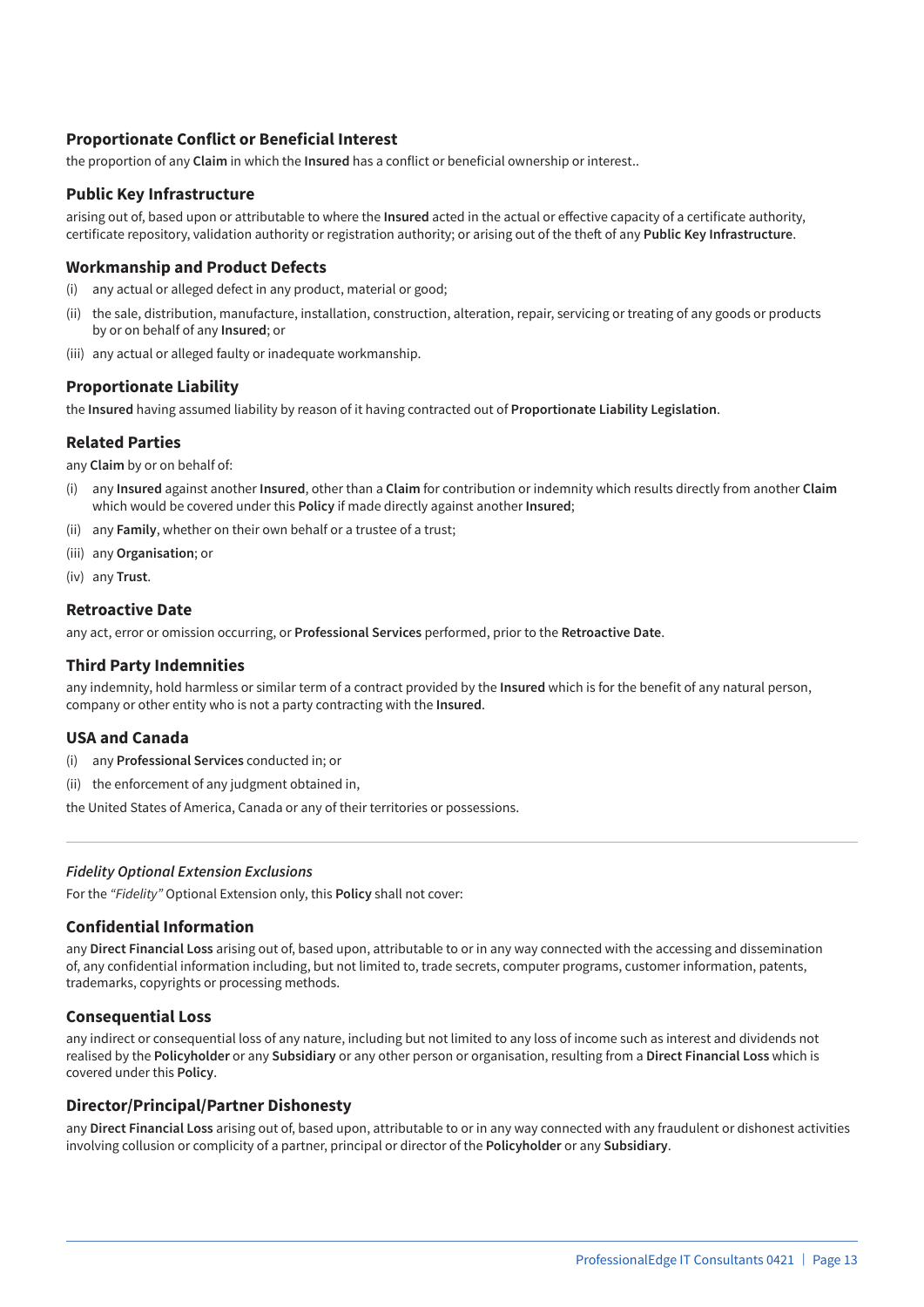### Proportionate Conflict or Beneficial Interest

the proportion of any **Claim** in which the **Insured** has a conflict or beneficial ownership or interest..

### Public Key Infrastructure

arising out of, based upon or attributable to where the **Insured** acted in the actual or effective capacity of a certificate authority, certificate repository, validation authority or registration authority; or arising out of the theft of any **Public Key Infrastructure**.

### Workmanship and Product Defects

(i) any actual or alleged defect in any product, material or good;

(ii) the sale, distribution, manufacture, installation, construction, alteration, repair, servicing or treating of any goods or products by or on behalf of any **Insured**; or

(iii) any actual or alleged faulty or inadequate workmanship.

### Proportionate Liability

the **Insured** having assumed liability by reason of it having contracted out of **Proportionate Liability Legislation**.

### Related Parties

any **Claim** by or on behalf of:

(i) any **Insured** against another **Insured**, other than a **Claim** for contribution or indemnity which results directly from another **Claim** which would be covered under this **Policy** if made directly against another **Insured**;

(ii) any **Family**, whether on their own behalf or a trustee of a trust;

(iii) any **Organisation**; or

(iv) any **Trust**.

### Retroactive Date

any act, error or omission occurring, or **Professional Services** performed, prior to the **Retroactive Date**.

### Third Party Indemnities

any indemnity, hold harmless or similar term of a contract provided by the **Insured** which is for the benefit of any natural person, company or other entity who is not a party contracting with the **Insured**.

### USA and Canada

(i) any **Professional Services** conducted in; or

(ii) the enforcement of any judgment obtained in,

the United States of America, Canada or any of their territories or possessions.

---

*Fidelity Optional Extension Exclusions*

For the *"Fidelity"* Optional Extension only, this **Policy** shall not cover:

### Confidential Information

any **Direct Financial Loss** arising out of, based upon, attributable to or in any way connected with the accessing and dissemination of, any confidential information including, but not limited to, trade secrets, computer programs, customer information, patents, trademarks, copyrights or processing methods.

### Consequential Loss

any indirect or consequential loss of any nature, including but not limited to any loss of income such as interest and dividends not realised by the **Policyholder** or any **Subsidiary** or any other person or organisation, resulting from a **Direct Financial Loss** which is covered under this **Policy**.

### Director/Principal/Partner Dishonesty

any **Direct Financial Loss** arising out of, based upon, attributable to or in any way connected with any fraudulent or dishonest activities involving collusion or complicity of a partner, principal or director of the **Policyholder** or any **Subsidiary**.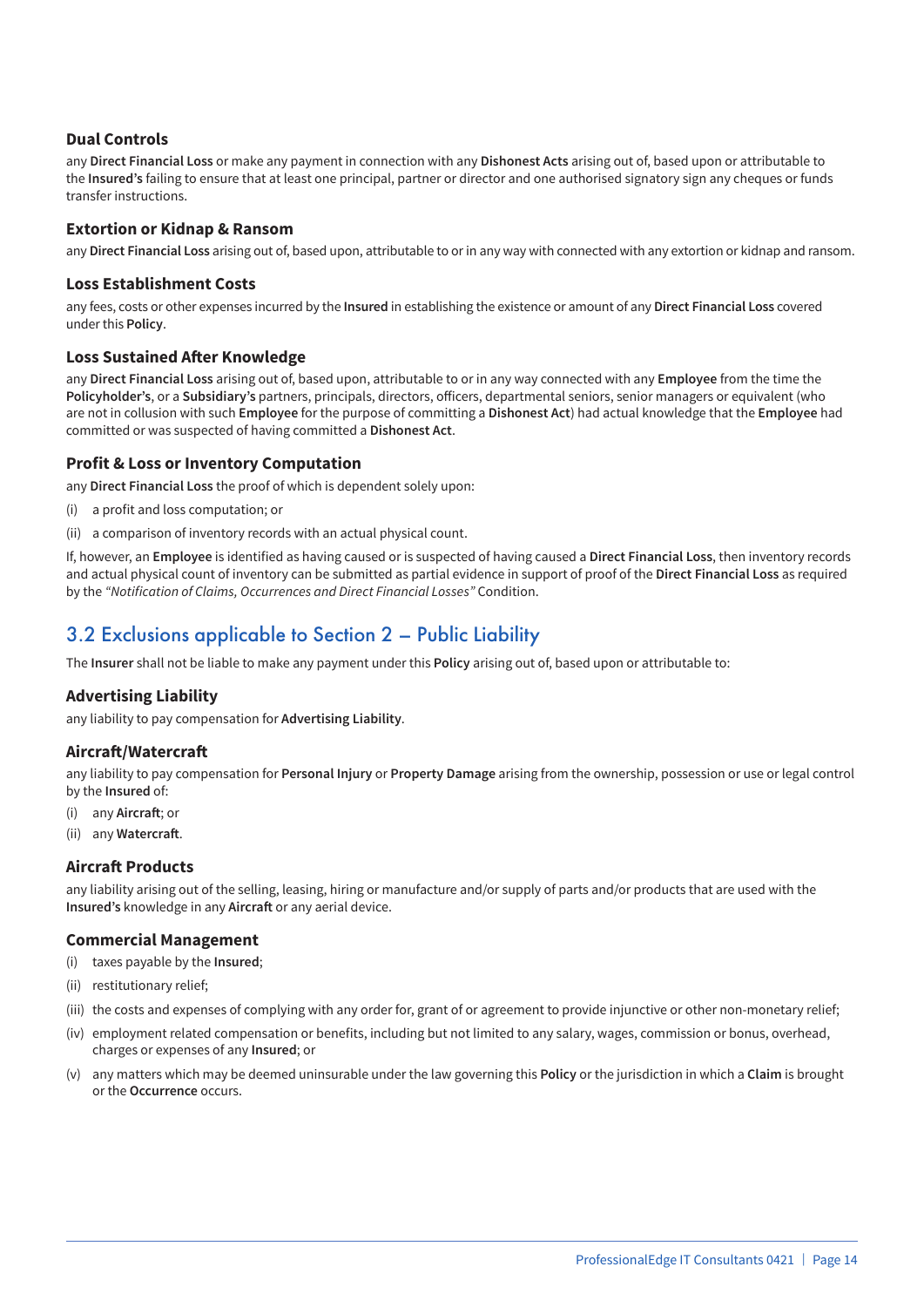### Dual Controls

any **Direct Financial Loss** or make any payment in connection with any **Dishonest Acts** arising out of, based upon or attributable to the **Insured's** failing to ensure that at least one principal, partner or director and one authorised signatory sign any cheques or funds transfer instructions.

### Extortion or Kidnap & Ransom

any **Direct Financial Loss** arising out of, based upon, attributable to or in any way with connected with any extortion or kidnap and ransom.

### Loss Establishment Costs

any fees, costs or other expenses incurred by the **Insured** in establishing the existence or amount of any **Direct Financial Loss** covered under this **Policy**.

### Loss Sustained After Knowledge

any **Direct Financial Loss** arising out of, based upon, attributable to or in any way connected with any **Employee** from the time the **Policyholder's**, or a **Subsidiary's** partners, principals, directors, officers, departmental seniors, senior managers or equivalent (who are not in collusion with such **Employee** for the purpose of committing a **Dishonest Act**) had actual knowledge that the **Employee** had committed or was suspected of having committed a **Dishonest Act**.

### Profit & Loss or Inventory Computation

any **Direct Financial Loss** the proof of which is dependent solely upon:

(i) a profit and loss computation; or

(ii) a comparison of inventory records with an actual physical count.

If, however, an **Employee** is identified as having caused or is suspected of having caused a **Direct Financial Loss**, then inventory records and actual physical count of inventory can be submitted as partial evidence in support of proof of the **Direct Financial Loss** as required by the *"Notification of Claims, Occurrences and Direct Financial Losses"* Condition.

## 3.2 Exclusions applicable to Section 2 – Public Liability

The **Insurer** shall not be liable to make any payment under this **Policy** arising out of, based upon or attributable to:

### Advertising Liability

any liability to pay compensation for **Advertising Liability**.

### Aircraft/Watercraft

any liability to pay compensation for **Personal Injury** or **Property Damage** arising from the ownership, possession or use or legal control by the **Insured** of:

(i) any **Aircraft**; or

(ii) any **Watercraft**.

### Aircraft Products

any liability arising out of the selling, leasing, hiring or manufacture and/or supply of parts and/or products that are used with the **Insured's** knowledge in any **Aircraft** or any aerial device.

### Commercial Management

(i) taxes payable by the **Insured**;

(ii) restitutionary relief;

(iii) the costs and expenses of complying with any order for, grant of or agreement to provide injunctive or other non-monetary relief;

(iv) employment related compensation or benefits, including but not limited to any salary, wages, commission or bonus, overhead, charges or expenses of any **Insured**; or

(v) any matters which may be deemed uninsurable under the law governing this **Policy** or the jurisdiction in which a **Claim** is brought or the **Occurrence** occurs.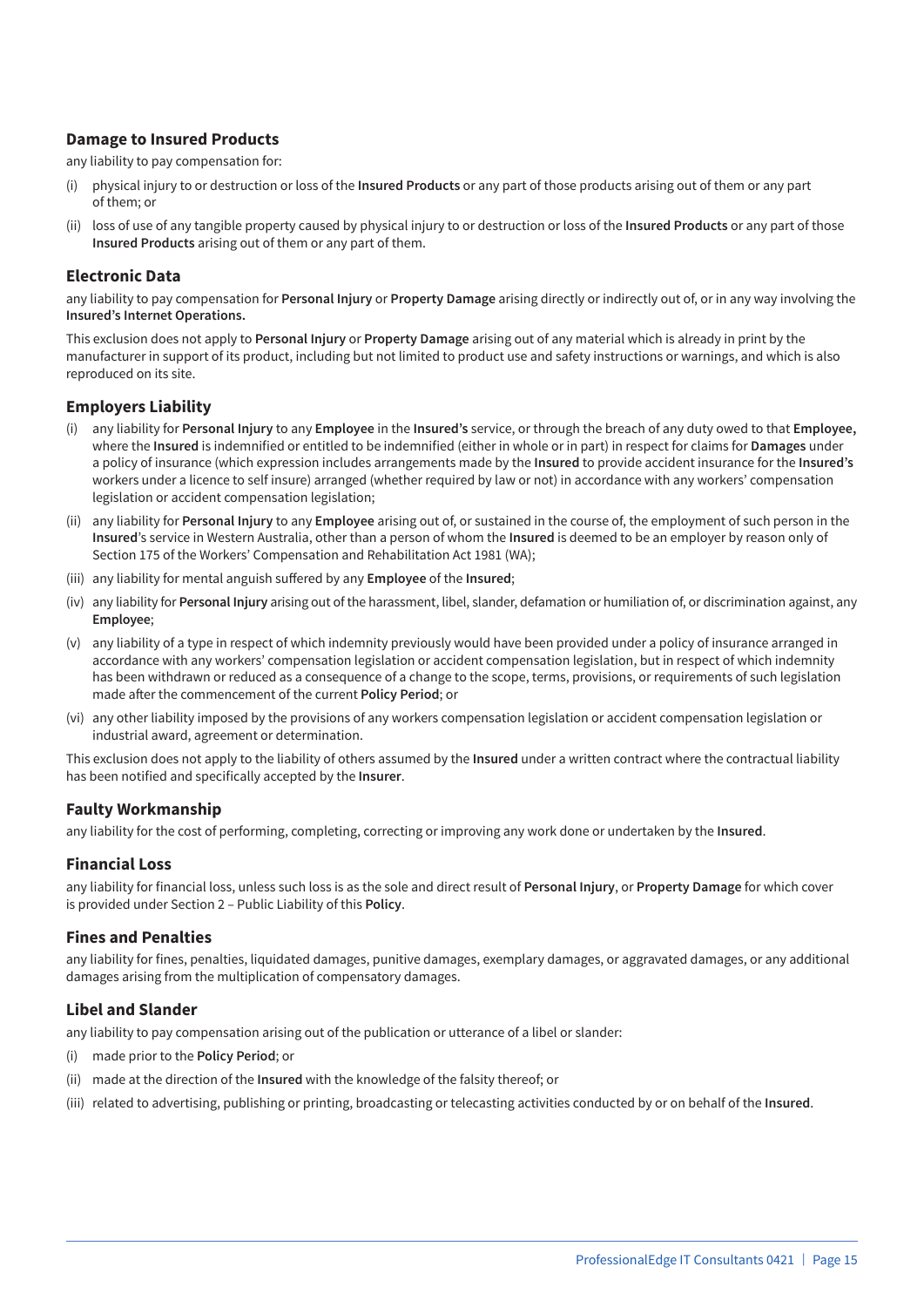### Damage to Insured Products

any liability to pay compensation for:

(i) physical injury to or destruction or loss of the **Insured Products** or any part of those products arising out of them or any part of them; or

(ii) loss of use of any tangible property caused by physical injury to or destruction or loss of the **Insured Products** or any part of those **Insured Products** arising out of them or any part of them.

### Electronic Data

any liability to pay compensation for **Personal Injury** or **Property Damage** arising directly or indirectly out of, or in any way involving the **Insured's Internet Operations.**

This exclusion does not apply to **Personal Injury** or **Property Damage** arising out of any material which is already in print by the manufacturer in support of its product, including but not limited to product use and safety instructions or warnings, and which is also reproduced on its site.

### Employers Liability

(i) any liability for **Personal Injury** to any **Employee** in the **Insured's** service, or through the breach of any duty owed to that **Employee,** where the **Insured** is indemnified or entitled to be indemnified (either in whole or in part) in respect for claims for **Damages** under a policy of insurance (which expression includes arrangements made by the **Insured** to provide accident insurance for the **Insured's** workers under a licence to self insure) arranged (whether required by law or not) in accordance with any workers' compensation legislation or accident compensation legislation;

(ii) any liability for **Personal Injury** to any **Employee** arising out of, or sustained in the course of, the employment of such person in the **Insured**'s service in Western Australia, other than a person of whom the **Insured** is deemed to be an employer by reason only of Section 175 of the Workers' Compensation and Rehabilitation Act 1981 (WA);

(iii) any liability for mental anguish suffered by any **Employee** of the **Insured**;

(iv) any liability for **Personal Injury** arising out of the harassment, libel, slander, defamation or humiliation of, or discrimination against, any **Employee**;

(v) any liability of a type in respect of which indemnity previously would have been provided under a policy of insurance arranged in accordance with any workers' compensation legislation or accident compensation legislation, but in respect of which indemnity has been withdrawn or reduced as a consequence of a change to the scope, terms, provisions, or requirements of such legislation made after the commencement of the current **Policy Period**; or

(vi) any other liability imposed by the provisions of any workers compensation legislation or accident compensation legislation or industrial award, agreement or determination.

This exclusion does not apply to the liability of others assumed by the **Insured** under a written contract where the contractual liability has been notified and specifically accepted by the **Insurer**.

### Faulty Workmanship

any liability for the cost of performing, completing, correcting or improving any work done or undertaken by the **Insured**.

### Financial Loss

any liability for financial loss, unless such loss is as the sole and direct result of **Personal Injury**, or **Property Damage** for which cover is provided under Section 2 – Public Liability of this **Policy**.

### Fines and Penalties

any liability for fines, penalties, liquidated damages, punitive damages, exemplary damages, or aggravated damages, or any additional damages arising from the multiplication of compensatory damages.

### Libel and Slander

any liability to pay compensation arising out of the publication or utterance of a libel or slander:

(i) made prior to the **Policy Period**; or

(ii) made at the direction of the **Insured** with the knowledge of the falsity thereof; or

(iii) related to advertising, publishing or printing, broadcasting or telecasting activities conducted by or on behalf of the **Insured**.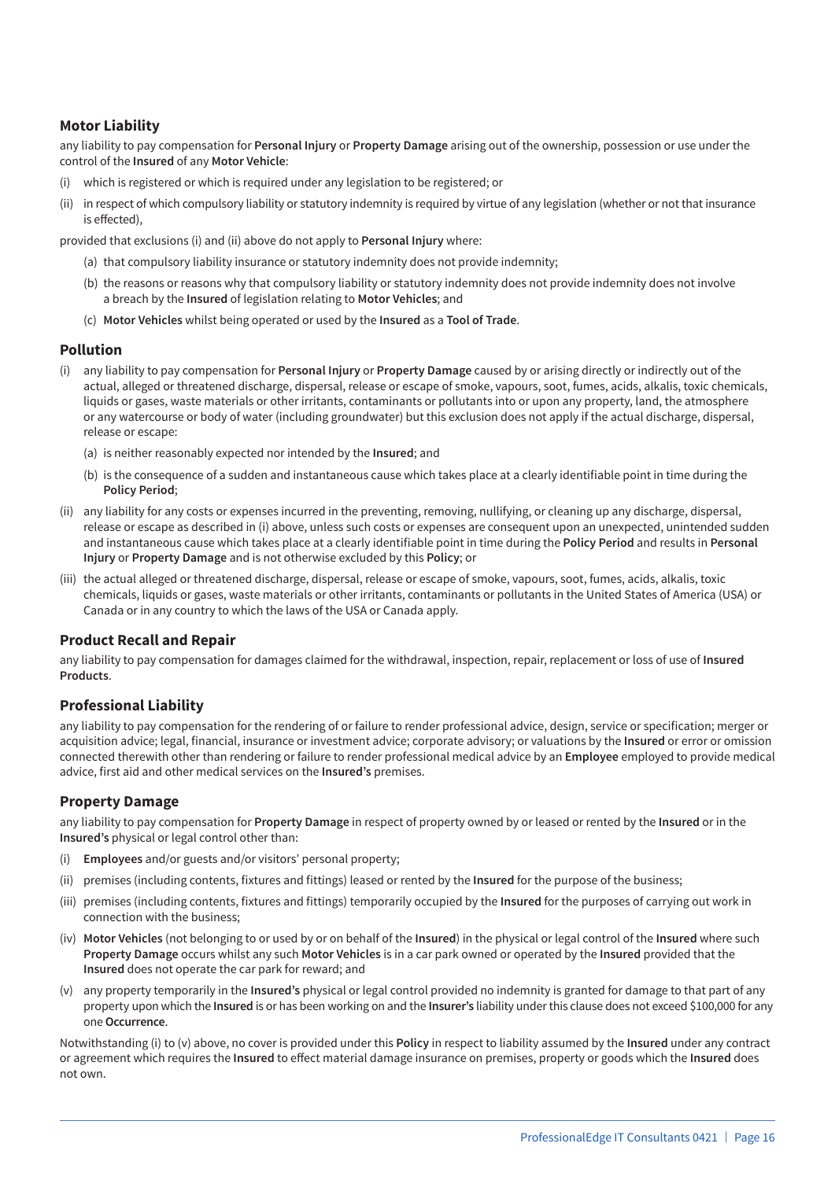### Motor Liability

any liability to pay compensation for **Personal Injury** or **Property Damage** arising out of the ownership, possession or use under the control of the **Insured** of any **Motor Vehicle**:

(i) which is registered or which is required under any legislation to be registered; or

(ii) in respect of which compulsory liability or statutory indemnity is required by virtue of any legislation (whether or not that insurance is effected),

provided that exclusions (i) and (ii) above do not apply to **Personal Injury** where:

(a) that compulsory liability insurance or statutory indemnity does not provide indemnity;

(b) the reasons or reasons why that compulsory liability or statutory indemnity does not provide indemnity does not involve a breach by the **Insured** of legislation relating to **Motor Vehicles**; and

(c) **Motor Vehicles** whilst being operated or used by the **Insured** as a **Tool of Trade**.

### Pollution

(i) any liability to pay compensation for **Personal Injury** or **Property Damage** caused by or arising directly or indirectly out of the actual, alleged or threatened discharge, dispersal, release or escape of smoke, vapours, soot, fumes, acids, alkalis, toxic chemicals, liquids or gases, waste materials or other irritants, contaminants or pollutants into or upon any property, land, the atmosphere or any watercourse or body of water (including groundwater) but this exclusion does not apply if the actual discharge, dispersal, release or escape:

   (a) is neither reasonably expected nor intended by the **Insured**; and

   (b) is the consequence of a sudden and instantaneous cause which takes place at a clearly identifiable point in time during the **Policy Period**;

(ii) any liability for any costs or expenses incurred in the preventing, removing, nullifying, or cleaning up any discharge, dispersal, release or escape as described in (i) above, unless such costs or expenses are consequent upon an unexpected, unintended sudden and instantaneous cause which takes place at a clearly identifiable point in time during the **Policy Period** and results in **Personal Injury** or **Property Damage** and is not otherwise excluded by this **Policy**; or

(iii) the actual alleged or threatened discharge, dispersal, release or escape of smoke, vapours, soot, fumes, acids, alkalis, toxic chemicals, liquids or gases, waste materials or other irritants, contaminants or pollutants in the United States of America (USA) or Canada or in any country to which the laws of the USA or Canada apply.

### Product Recall and Repair

any liability to pay compensation for damages claimed for the withdrawal, inspection, repair, replacement or loss of use of **Insured Products**.

### Professional Liability

any liability to pay compensation for the rendering of or failure to render professional advice, design, service or specification; merger or acquisition advice; legal, financial, insurance or investment advice; corporate advisory; or valuations by the **Insured** or error or omission connected therewith other than rendering or failure to render professional medical advice by an **Employee** employed to provide medical advice, first aid and other medical services on the **Insured's** premises.

### Property Damage

any liability to pay compensation for **Property Damage** in respect of property owned by or leased or rented by the **Insured** or in the **Insured's** physical or legal control other than:

(i) **Employees** and/or guests and/or visitors' personal property;

(ii) premises (including contents, fixtures and fittings) leased or rented by the **Insured** for the purpose of the business;

(iii) premises (including contents, fixtures and fittings) temporarily occupied by the **Insured** for the purposes of carrying out work in connection with the business;

(iv) **Motor Vehicles** (not belonging to or used by or on behalf of the **Insured**) in the physical or legal control of the **Insured** where such **Property Damage** occurs whilst any such **Motor Vehicles** is in a car park owned or operated by the **Insured** provided that the **Insured** does not operate the car park for reward; and

(v) any property temporarily in the **Insured's** physical or legal control provided no indemnity is granted for damage to that part of any property upon which the **Insured** is or has been working on and the **Insurer's** liability under this clause does not exceed $100,000 for any one **Occurrence**.

Notwithstanding (i) to (v) above, no cover is provided under this **Policy** in respect to liability assumed by the **Insured** under any contract or agreement which requires the **Insured** to effect material damage insurance on premises, property or goods which the **Insured** does not own.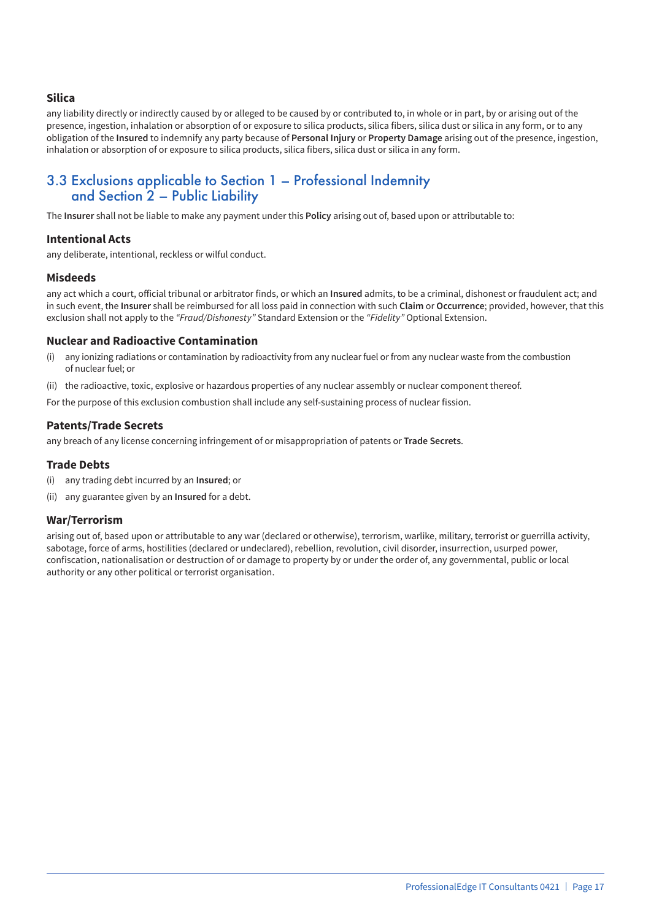### Silica

any liability directly or indirectly caused by or alleged to be caused by or contributed to, in whole or in part, by or arising out of the presence, ingestion, inhalation or absorption of or exposure to silica products, silica fibers, silica dust or silica in any form, or to any obligation of the **Insured** to indemnify any party because of **Personal Injury** or **Property Damage** arising out of the presence, ingestion, inhalation or absorption of or exposure to silica products, silica fibers, silica dust or silica in any form.

## 3.3 Exclusions applicable to Section 1 – Professional Indemnity and Section 2 – Public Liability

The **Insurer** shall not be liable to make any payment under this **Policy** arising out of, based upon or attributable to:

### Intentional Acts

any deliberate, intentional, reckless or wilful conduct.

### Misdeeds

any act which a court, official tribunal or arbitrator finds, or which an **Insured** admits, to be a criminal, dishonest or fraudulent act; and in such event, the **Insurer** shall be reimbursed for all loss paid in connection with such **Claim** or **Occurrence**; provided, however, that this exclusion shall not apply to the *"Fraud/Dishonesty"* Standard Extension or the *"Fidelity"* Optional Extension.

### Nuclear and Radioactive Contamination

(i) any ionizing radiations or contamination by radioactivity from any nuclear fuel or from any nuclear waste from the combustion of nuclear fuel; or

(ii) the radioactive, toxic, explosive or hazardous properties of any nuclear assembly or nuclear component thereof.

For the purpose of this exclusion combustion shall include any self-sustaining process of nuclear fission.

### Patents/Trade Secrets

any breach of any license concerning infringement of or misappropriation of patents or **Trade Secrets**.

### Trade Debts

(i) any trading debt incurred by an **Insured**; or

(ii) any guarantee given by an **Insured** for a debt.

### War/Terrorism

arising out of, based upon or attributable to any war (declared or otherwise), terrorism, warlike, military, terrorist or guerrilla activity, sabotage, force of arms, hostilities (declared or undeclared), rebellion, revolution, civil disorder, insurrection, usurped power, confiscation, nationalisation or destruction of or damage to property by or under the order of, any governmental, public or local authority or any other political or terrorist organisation.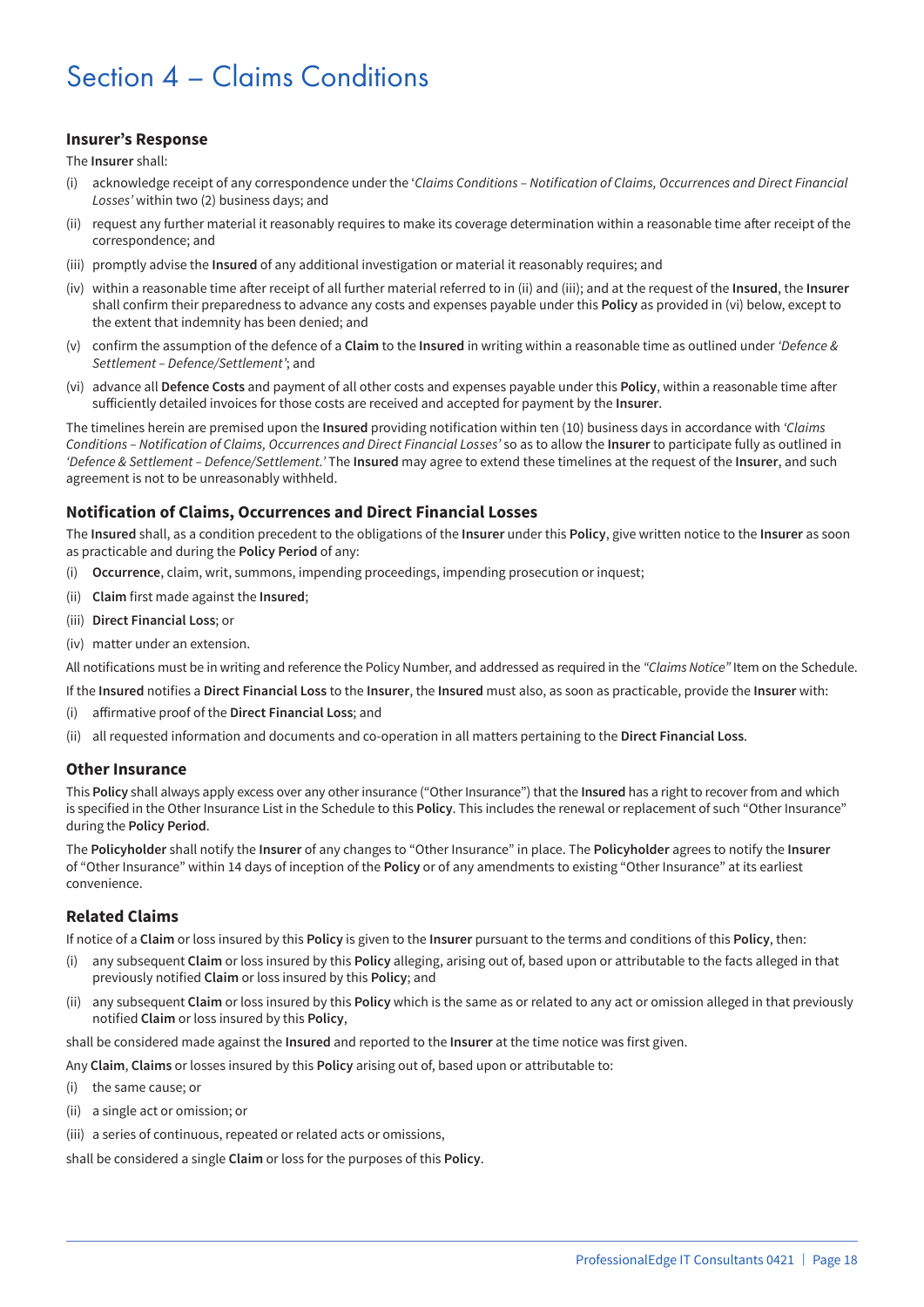# Section 4 – Claims Conditions

### Insurer's Response

The **Insurer** shall:

(i) acknowledge receipt of any correspondence under the '*Claims Conditions – Notification of Claims, Occurrences and Direct Financial Losses'* within two (2) business days; and

(ii) request any further material it reasonably requires to make its coverage determination within a reasonable time after receipt of the correspondence; and

(iii) promptly advise the **Insured** of any additional investigation or material it reasonably requires; and

(iv) within a reasonable time after receipt of all further material referred to in (ii) and (iii); and at the request of the **Insured**, the **Insurer** shall confirm their preparedness to advance any costs and expenses payable under this **Policy** as provided in (vi) below, except to the extent that indemnity has been denied; and

(v) confirm the assumption of the defence of a **Claim** to the **Insured** in writing within a reasonable time as outlined under *'Defence & Settlement – Defence/Settlement'*; and

(vi) advance all **Defence Costs** and payment of all other costs and expenses payable under this **Policy**, within a reasonable time after sufficiently detailed invoices for those costs are received and accepted for payment by the **Insurer**.

The timelines herein are premised upon the **Insured** providing notification within ten (10) business days in accordance with *'Claims Conditions – Notification of Claims, Occurrences and Direct Financial Losses'* so as to allow the **Insurer** to participate fully as outlined in *'Defence & Settlement – Defence/Settlement.'* The **Insured** may agree to extend these timelines at the request of the **Insurer**, and such agreement is not to be unreasonably withheld.

### Notification of Claims, Occurrences and Direct Financial Losses

The **Insured** shall, as a condition precedent to the obligations of the **Insurer** under this **Policy**, give written notice to the **Insurer** as soon as practicable and during the **Policy Period** of any:

(i) **Occurrence**, claim, writ, summons, impending proceedings, impending prosecution or inquest;

(ii) **Claim** first made against the **Insured**;

(iii) **Direct Financial Loss**; or

(iv) matter under an extension.

All notifications must be in writing and reference the Policy Number, and addressed as required in the *"Claims Notice"* Item on the Schedule.

If the **Insured** notifies a **Direct Financial Loss** to the **Insurer**, the **Insured** must also, as soon as practicable, provide the **Insurer** with:

(i) affirmative proof of the **Direct Financial Loss**; and

(ii) all requested information and documents and co-operation in all matters pertaining to the **Direct Financial Loss**.

### Other Insurance

This **Policy** shall always apply excess over any other insurance ("Other Insurance") that the **Insured** has a right to recover from and which is specified in the Other Insurance List in the Schedule to this **Policy**. This includes the renewal or replacement of such "Other Insurance" during the **Policy Period**.

The **Policyholder** shall notify the **Insurer** of any changes to "Other Insurance" in place. The **Policyholder** agrees to notify the **Insurer** of "Other Insurance" within 14 days of inception of the **Policy** or of any amendments to existing "Other Insurance" at its earliest convenience.

### Related Claims

If notice of a **Claim** or loss insured by this **Policy** is given to the **Insurer** pursuant to the terms and conditions of this **Policy**, then:

(i) any subsequent **Claim** or loss insured by this **Policy** alleging, arising out of, based upon or attributable to the facts alleged in that previously notified **Claim** or loss insured by this **Policy**; and

(ii) any subsequent **Claim** or loss insured by this **Policy** which is the same as or related to any act or omission alleged in that previously notified **Claim** or loss insured by this **Policy**,

shall be considered made against the **Insured** and reported to the **Insurer** at the time notice was first given.

Any **Claim**, **Claims** or losses insured by this **Policy** arising out of, based upon or attributable to:

(i) the same cause; or

(ii) a single act or omission; or

(iii) a series of continuous, repeated or related acts or omissions,

shall be considered a single **Claim** or loss for the purposes of this **Policy**.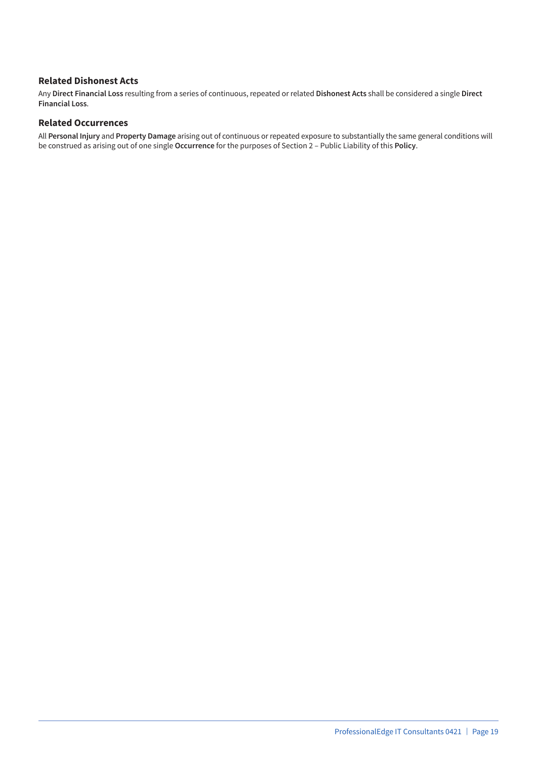### Related Dishonest Acts

Any **Direct Financial Loss** resulting from a series of continuous, repeated or related **Dishonest Acts** shall be considered a single **Direct Financial Loss**.

### Related Occurrences

All **Personal Injury** and **Property Damage** arising out of continuous or repeated exposure to substantially the same general conditions will be construed as arising out of one single **Occurrence** for the purposes of Section 2 – Public Liability of this **Policy**.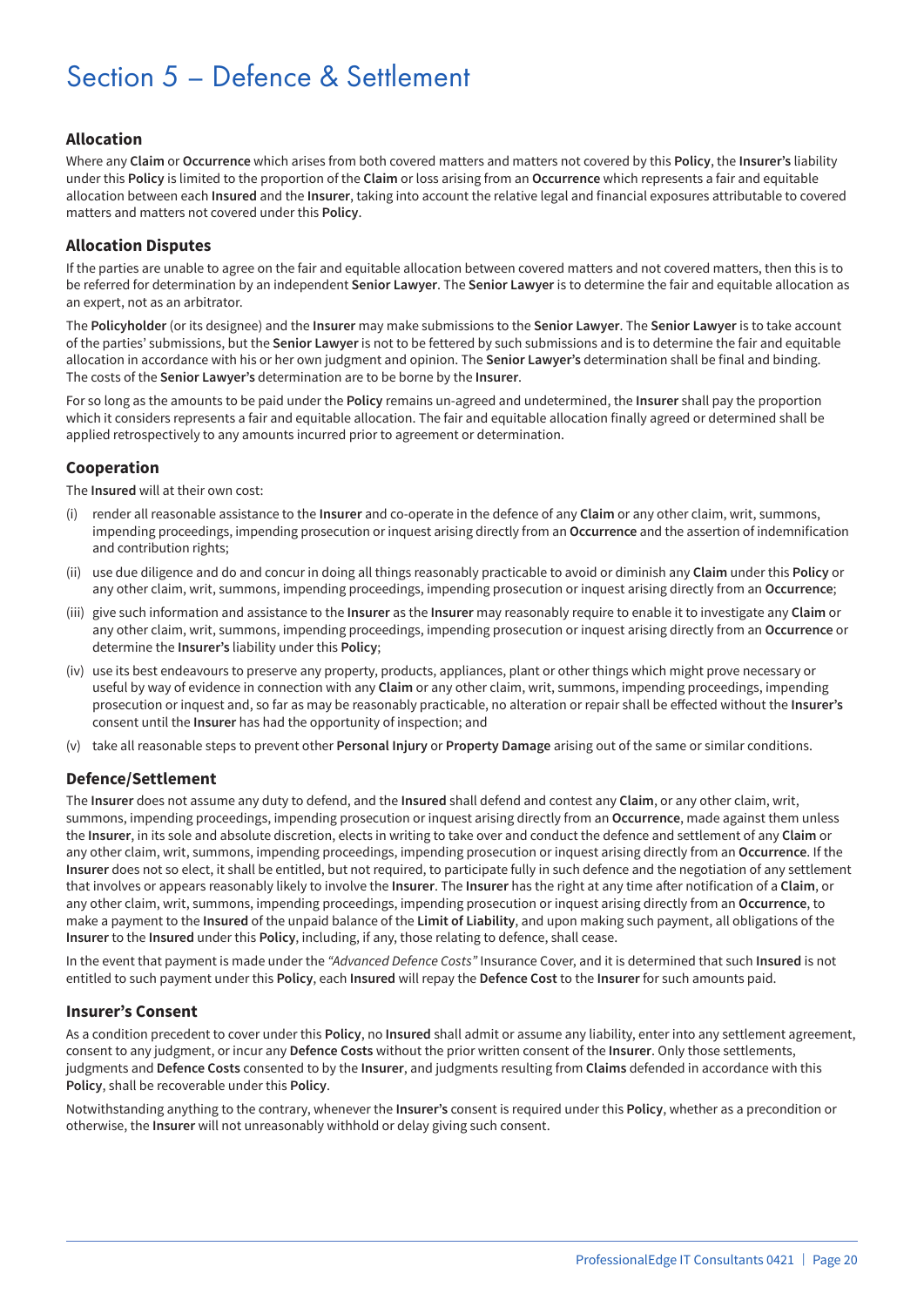# Section 5 – Defence & Settlement

### Allocation

Where any **Claim** or **Occurrence** which arises from both covered matters and matters not covered by this **Policy**, the **Insurer's** liability under this **Policy** is limited to the proportion of the **Claim** or loss arising from an **Occurrence** which represents a fair and equitable allocation between each **Insured** and the **Insurer**, taking into account the relative legal and financial exposures attributable to covered matters and matters not covered under this **Policy**.

### Allocation Disputes

If the parties are unable to agree on the fair and equitable allocation between covered matters and not covered matters, then this is to be referred for determination by an independent **Senior Lawyer**. The **Senior Lawyer** is to determine the fair and equitable allocation as an expert, not as an arbitrator.

The **Policyholder** (or its designee) and the **Insurer** may make submissions to the **Senior Lawyer**. The **Senior Lawyer** is to take account of the parties' submissions, but the **Senior Lawyer** is not to be fettered by such submissions and is to determine the fair and equitable allocation in accordance with his or her own judgment and opinion. The **Senior Lawyer's** determination shall be final and binding. The costs of the **Senior Lawyer's** determination are to be borne by the **Insurer**.

For so long as the amounts to be paid under the **Policy** remains un-agreed and undetermined, the **Insurer** shall pay the proportion which it considers represents a fair and equitable allocation. The fair and equitable allocation finally agreed or determined shall be applied retrospectively to any amounts incurred prior to agreement or determination.

### Cooperation

The **Insured** will at their own cost:

(i) render all reasonable assistance to the **Insurer** and co-operate in the defence of any **Claim** or any other claim, writ, summons, impending proceedings, impending prosecution or inquest arising directly from an **Occurrence** and the assertion of indemnification and contribution rights;

(ii) use due diligence and do and concur in doing all things reasonably practicable to avoid or diminish any **Claim** under this **Policy** or any other claim, writ, summons, impending proceedings, impending prosecution or inquest arising directly from an **Occurrence**;

(iii) give such information and assistance to the **Insurer** as the **Insurer** may reasonably require to enable it to investigate any **Claim** or any other claim, writ, summons, impending proceedings, impending prosecution or inquest arising directly from an **Occurrence** or determine the **Insurer's** liability under this **Policy**;

(iv) use its best endeavours to preserve any property, products, appliances, plant or other things which might prove necessary or useful by way of evidence in connection with any **Claim** or any other claim, writ, summons, impending proceedings, impending prosecution or inquest and, so far as may be reasonably practicable, no alteration or repair shall be effected without the **Insurer's** consent until the **Insurer** has had the opportunity of inspection; and

(v) take all reasonable steps to prevent other **Personal Injury** or **Property Damage** arising out of the same or similar conditions.

### Defence/Settlement

The **Insurer** does not assume any duty to defend, and the **Insured** shall defend and contest any **Claim**, or any other claim, writ, summons, impending proceedings, impending prosecution or inquest arising directly from an **Occurrence**, made against them unless the **Insurer**, in its sole and absolute discretion, elects in writing to take over and conduct the defence and settlement of any **Claim** or any other claim, writ, summons, impending proceedings, impending prosecution or inquest arising directly from an **Occurrence**. If the **Insurer** does not so elect, it shall be entitled, but not required, to participate fully in such defence and the negotiation of any settlement that involves or appears reasonably likely to involve the **Insurer**. The **Insurer** has the right at any time after notification of a **Claim**, or any other claim, writ, summons, impending proceedings, impending prosecution or inquest arising directly from an **Occurrence**, to make a payment to the **Insured** of the unpaid balance of the **Limit of Liability**, and upon making such payment, all obligations of the **Insurer** to the **Insured** under this **Policy**, including, if any, those relating to defence, shall cease.

In the event that payment is made under the *"Advanced Defence Costs"* Insurance Cover, and it is determined that such **Insured** is not entitled to such payment under this **Policy**, each **Insured** will repay the **Defence Cost** to the **Insurer** for such amounts paid.

### Insurer's Consent

As a condition precedent to cover under this **Policy**, no **Insured** shall admit or assume any liability, enter into any settlement agreement, consent to any judgment, or incur any **Defence Costs** without the prior written consent of the **Insurer**. Only those settlements, judgments and **Defence Costs** consented to by the **Insurer**, and judgments resulting from **Claims** defended in accordance with this **Policy**, shall be recoverable under this **Policy**.

Notwithstanding anything to the contrary, whenever the **Insurer's** consent is required under this **Policy**, whether as a precondition or otherwise, the **Insurer** will not unreasonably withhold or delay giving such consent.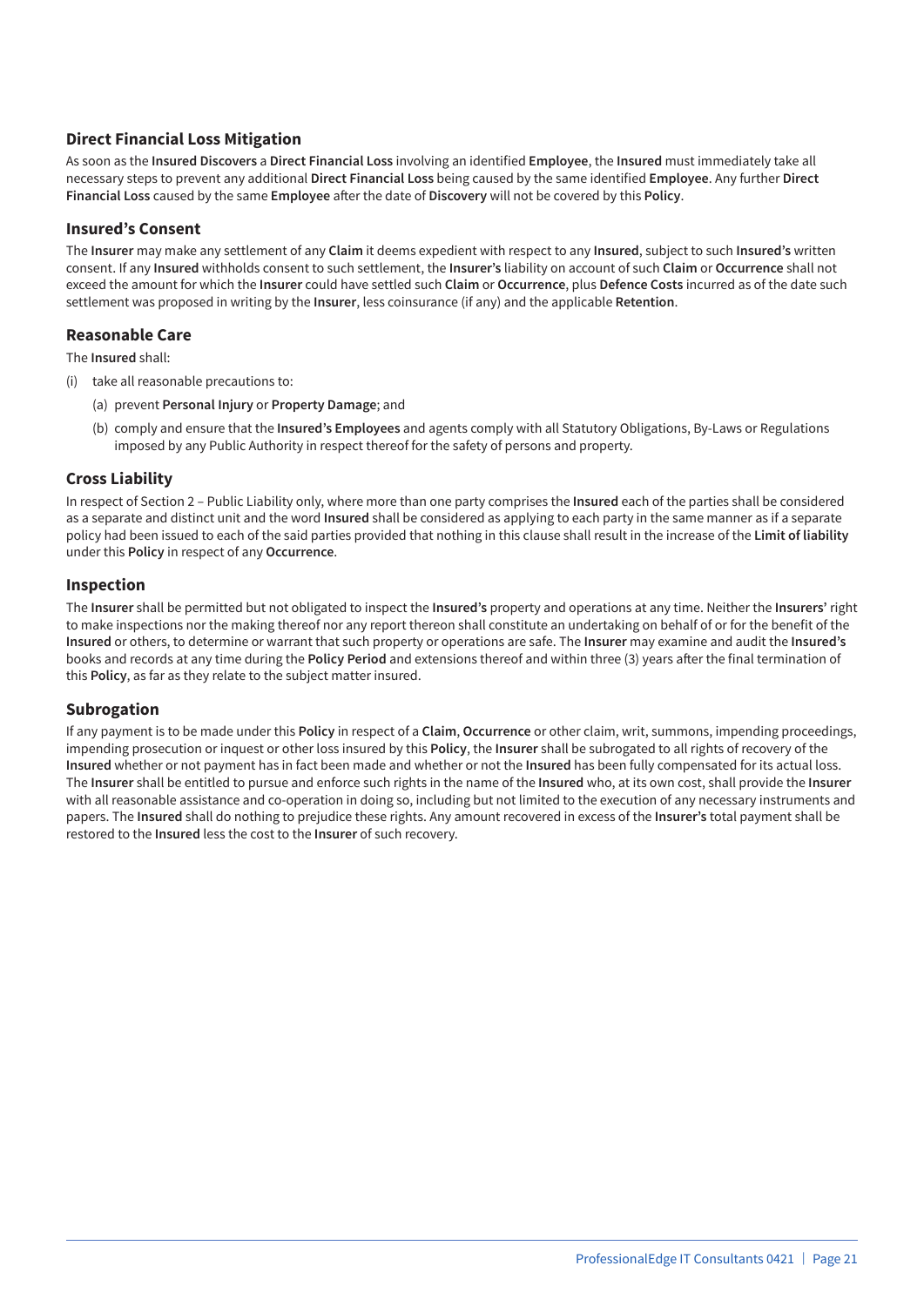## Direct Financial Loss Mitigation

As soon as the **Insured Discovers** a **Direct Financial Loss** involving an identified **Employee**, the **Insured** must immediately take all necessary steps to prevent any additional **Direct Financial Loss** being caused by the same identified **Employee**. Any further **Direct Financial Loss** caused by the same **Employee** after the date of **Discovery** will not be covered by this **Policy**.

## Insured's Consent

The **Insurer** may make any settlement of any **Claim** it deems expedient with respect to any **Insured**, subject to such **Insured's** written consent. If any **Insured** withholds consent to such settlement, the **Insurer's** liability on account of such **Claim** or **Occurrence** shall not exceed the amount for which the **Insurer** could have settled such **Claim** or **Occurrence**, plus **Defence Costs** incurred as of the date such settlement was proposed in writing by the **Insurer**, less coinsurance (if any) and the applicable **Retention**.

## Reasonable Care

The **Insured** shall:

(i) take all reasonable precautions to:

  (a) prevent **Personal Injury** or **Property Damage**; and

  (b) comply and ensure that the **Insured's Employees** and agents comply with all Statutory Obligations, By-Laws or Regulations imposed by any Public Authority in respect thereof for the safety of persons and property.

## Cross Liability

In respect of Section 2 – Public Liability only, where more than one party comprises the **Insured** each of the parties shall be considered as a separate and distinct unit and the word **Insured** shall be considered as applying to each party in the same manner as if a separate policy had been issued to each of the said parties provided that nothing in this clause shall result in the increase of the **Limit of liability** under this **Policy** in respect of any **Occurrence**.

## Inspection

The **Insurer** shall be permitted but not obligated to inspect the **Insured's** property and operations at any time. Neither the **Insurers'** right to make inspections nor the making thereof nor any report thereon shall constitute an undertaking on behalf of or for the benefit of the **Insured** or others, to determine or warrant that such property or operations are safe. The **Insurer** may examine and audit the **Insured's** books and records at any time during the **Policy Period** and extensions thereof and within three (3) years after the final termination of this **Policy**, as far as they relate to the subject matter insured.

## Subrogation

If any payment is to be made under this **Policy** in respect of a **Claim**, **Occurrence** or other claim, writ, summons, impending proceedings, impending prosecution or inquest or other loss insured by this **Policy**, the **Insurer** shall be subrogated to all rights of recovery of the **Insured** whether or not payment has in fact been made and whether or not the **Insured** has been fully compensated for its actual loss. The **Insurer** shall be entitled to pursue and enforce such rights in the name of the **Insured** who, at its own cost, shall provide the **Insurer** with all reasonable assistance and co-operation in doing so, including but not limited to the execution of any necessary instruments and papers. The **Insured** shall do nothing to prejudice these rights. Any amount recovered in excess of the **Insurer's** total payment shall be restored to the **Insured** less the cost to the **Insurer** of such recovery.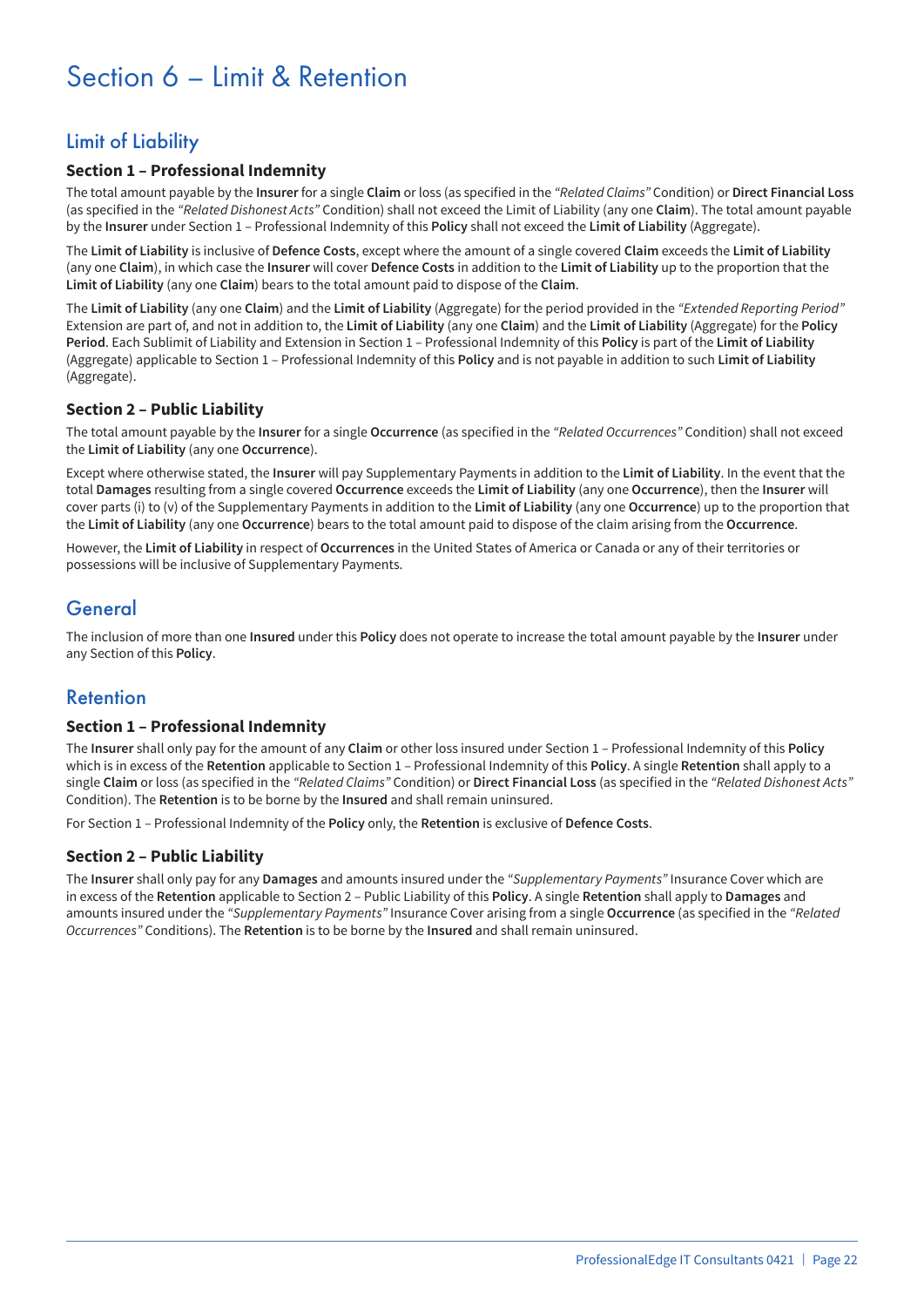# Section 6 – Limit & Retention

## Limit of Liability

### Section 1 – Professional Indemnity

The total amount payable by the **Insurer** for a single **Claim** or loss (as specified in the *"Related Claims"* Condition) or **Direct Financial Loss** (as specified in the *"Related Dishonest Acts"* Condition) shall not exceed the Limit of Liability (any one **Claim**). The total amount payable by the **Insurer** under Section 1 – Professional Indemnity of this **Policy** shall not exceed the **Limit of Liability** (Aggregate).

The **Limit of Liability** is inclusive of **Defence Costs**, except where the amount of a single covered **Claim** exceeds the **Limit of Liability** (any one **Claim**), in which case the **Insurer** will cover **Defence Costs** in addition to the **Limit of Liability** up to the proportion that the **Limit of Liability** (any one **Claim**) bears to the total amount paid to dispose of the **Claim**.

The **Limit of Liability** (any one **Claim**) and the **Limit of Liability** (Aggregate) for the period provided in the *"Extended Reporting Period"* Extension are part of, and not in addition to, the **Limit of Liability** (any one **Claim**) and the **Limit of Liability** (Aggregate) for the **Policy Period**. Each Sublimit of Liability and Extension in Section 1 – Professional Indemnity of this **Policy** is part of the **Limit of Liability** (Aggregate) applicable to Section 1 – Professional Indemnity of this **Policy** and is not payable in addition to such **Limit of Liability** (Aggregate).

### Section 2 – Public Liability

The total amount payable by the **Insurer** for a single **Occurrence** (as specified in the *"Related Occurrences"* Condition) shall not exceed the **Limit of Liability** (any one **Occurrence**).

Except where otherwise stated, the **Insurer** will pay Supplementary Payments in addition to the **Limit of Liability**. In the event that the total **Damages** resulting from a single covered **Occurrence** exceeds the **Limit of Liability** (any one **Occurrence**), then the **Insurer** will cover parts (i) to (v) of the Supplementary Payments in addition to the **Limit of Liability** (any one **Occurrence**) up to the proportion that the **Limit of Liability** (any one **Occurrence**) bears to the total amount paid to dispose of the claim arising from the **Occurrence**.

However, the **Limit of Liability** in respect of **Occurrences** in the United States of America or Canada or any of their territories or possessions will be inclusive of Supplementary Payments.

## General

The inclusion of more than one **Insured** under this **Policy** does not operate to increase the total amount payable by the **Insurer** under any Section of this **Policy**.

## Retention

### Section 1 – Professional Indemnity

The **Insurer** shall only pay for the amount of any **Claim** or other loss insured under Section 1 – Professional Indemnity of this **Policy** which is in excess of the **Retention** applicable to Section 1 – Professional Indemnity of this **Policy**. A single **Retention** shall apply to a single **Claim** or loss (as specified in the *"Related Claims"* Condition) or **Direct Financial Loss** (as specified in the *"Related Dishonest Acts"* Condition). The **Retention** is to be borne by the **Insured** and shall remain uninsured.

For Section 1 – Professional Indemnity of the **Policy** only, the **Retention** is exclusive of **Defence Costs**.

### Section 2 – Public Liability

The **Insurer** shall only pay for any **Damages** and amounts insured under the *"Supplementary Payments"* Insurance Cover which are in excess of the **Retention** applicable to Section 2 – Public Liability of this **Policy**. A single **Retention** shall apply to **Damages** and amounts insured under the *"Supplementary Payments"* Insurance Cover arising from a single **Occurrence** (as specified in the *"Related Occurrences"* Conditions). The **Retention** is to be borne by the **Insured** and shall remain uninsured.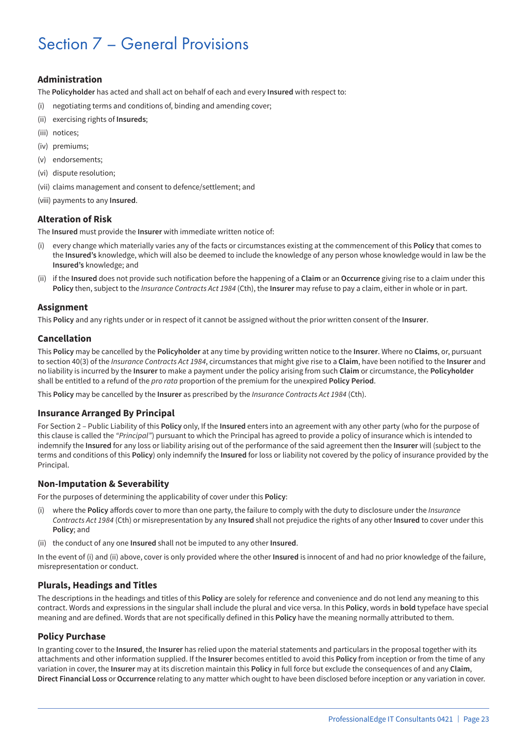# Section 7 – General Provisions

### Administration

The **Policyholder** has acted and shall act on behalf of each and every **Insured** with respect to:

(i) negotiating terms and conditions of, binding and amending cover;

(ii) exercising rights of **Insureds**;

(iii) notices;

(iv) premiums;

(v) endorsements;

(vi) dispute resolution;

(vii) claims management and consent to defence/settlement; and

(viii) payments to any **Insured**.

### Alteration of Risk

The **Insured** must provide the **Insurer** with immediate written notice of:

(i) every change which materially varies any of the facts or circumstances existing at the commencement of this **Policy** that comes to the **Insured's** knowledge, which will also be deemed to include the knowledge of any person whose knowledge would in law be the **Insured's** knowledge; and

(ii) if the **Insured** does not provide such notification before the happening of a **Claim** or an **Occurrence** giving rise to a claim under this **Policy** then, subject to the *Insurance Contracts Act 1984* (Cth), the **Insurer** may refuse to pay a claim, either in whole or in part.

### Assignment

This **Policy** and any rights under or in respect of it cannot be assigned without the prior written consent of the **Insurer**.

### Cancellation

This **Policy** may be cancelled by the **Policyholder** at any time by providing written notice to the **Insurer**. Where no **Claims**, or, pursuant to section 40(3) of the *Insurance Contracts Act 1984*, circumstances that might give rise to a **Claim**, have been notified to the **Insurer** and no liability is incurred by the **Insurer** to make a payment under the policy arising from such **Claim** or circumstance, the **Policyholder** shall be entitled to a refund of the *pro rata* proportion of the premium for the unexpired **Policy Period**.

This **Policy** may be cancelled by the **Insurer** as prescribed by the *Insurance Contracts Act 1984* (Cth).

### Insurance Arranged By Principal

For Section 2 – Public Liability of this **Policy** only, If the **Insured** enters into an agreement with any other party (who for the purpose of this clause is called the *"Principal"*) pursuant to which the Principal has agreed to provide a policy of insurance which is intended to indemnify the **Insured** for any loss or liability arising out of the performance of the said agreement then the **Insurer** will (subject to the terms and conditions of this **Policy**) only indemnify the **Insured** for loss or liability not covered by the policy of insurance provided by the Principal.

### Non-Imputation & Severability

For the purposes of determining the applicability of cover under this **Policy**:

(i) where the **Policy** affords cover to more than one party, the failure to comply with the duty to disclosure under the *Insurance Contracts Act 1984* (Cth) or misrepresentation by any **Insured** shall not prejudice the rights of any other **Insured** to cover under this **Policy**; and

(ii) the conduct of any one **Insured** shall not be imputed to any other **Insured**.

In the event of (i) and (ii) above, cover is only provided where the other **Insured** is innocent of and had no prior knowledge of the failure, misrepresentation or conduct.

### Plurals, Headings and Titles

The descriptions in the headings and titles of this **Policy** are solely for reference and convenience and do not lend any meaning to this contract. Words and expressions in the singular shall include the plural and vice versa. In this **Policy**, words in **bold** typeface have special meaning and are defined. Words that are not specifically defined in this **Policy** have the meaning normally attributed to them.

### Policy Purchase

In granting cover to the **Insured**, the **Insurer** has relied upon the material statements and particulars in the proposal together with its attachments and other information supplied. If the **Insurer** becomes entitled to avoid this **Policy** from inception or from the time of any variation in cover, the **Insurer** may at its discretion maintain this **Policy** in full force but exclude the consequences of and any **Claim**, **Direct Financial Loss** or **Occurrence** relating to any matter which ought to have been disclosed before inception or any variation in cover.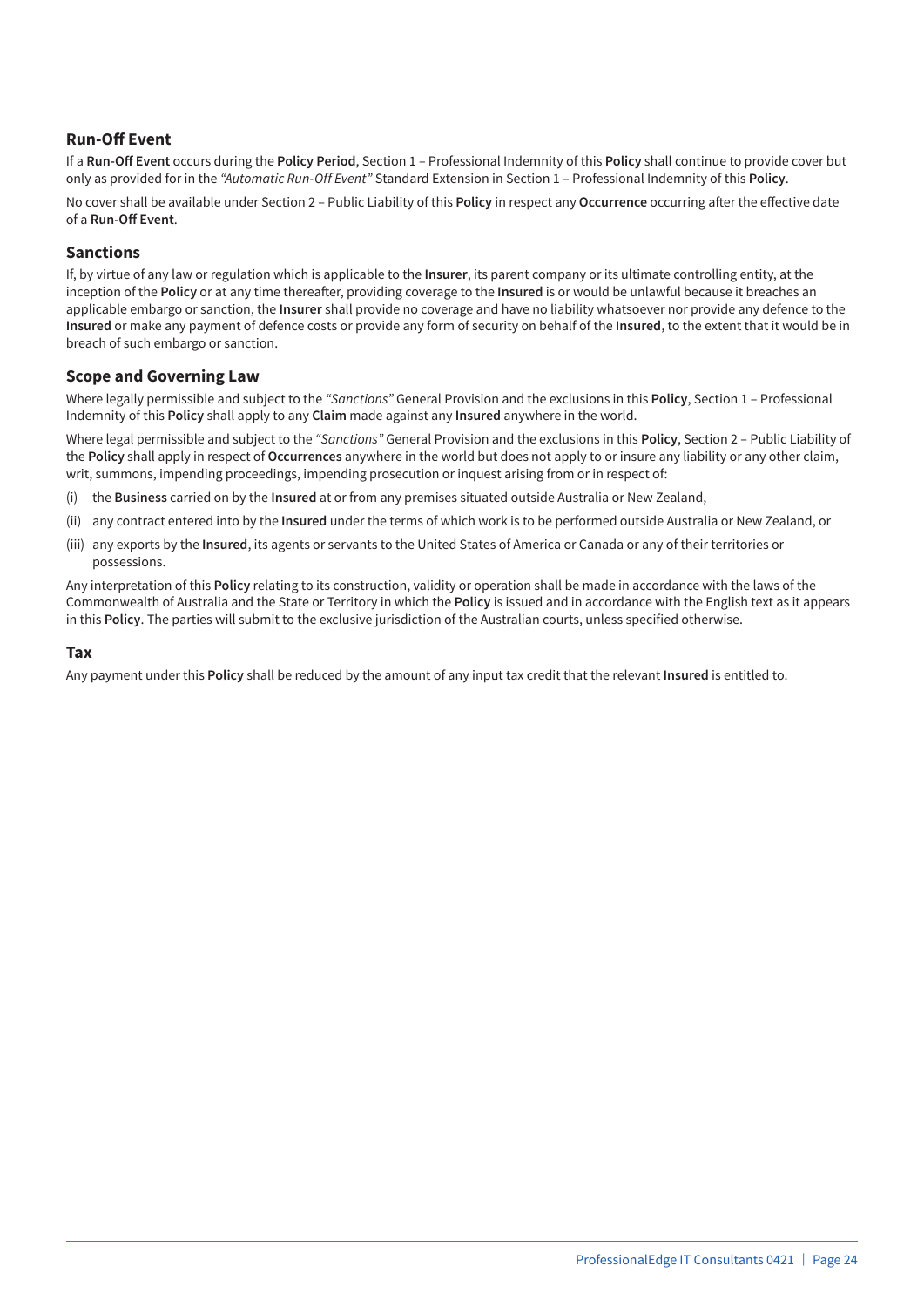### Run-Off Event

If a **Run-Off Event** occurs during the **Policy Period**, Section 1 – Professional Indemnity of this **Policy** shall continue to provide cover but only as provided for in the *"Automatic Run-Off Event"* Standard Extension in Section 1 – Professional Indemnity of this **Policy**.

No cover shall be available under Section 2 – Public Liability of this **Policy** in respect any **Occurrence** occurring after the effective date of a **Run-Off Event**.

### Sanctions

If, by virtue of any law or regulation which is applicable to the **Insurer**, its parent company or its ultimate controlling entity, at the inception of the **Policy** or at any time thereafter, providing coverage to the **Insured** is or would be unlawful because it breaches an applicable embargo or sanction, the **Insurer** shall provide no coverage and have no liability whatsoever nor provide any defence to the **Insured** or make any payment of defence costs or provide any form of security on behalf of the **Insured**, to the extent that it would be in breach of such embargo or sanction.

### Scope and Governing Law

Where legally permissible and subject to the *"Sanctions"* General Provision and the exclusions in this **Policy**, Section 1 – Professional Indemnity of this **Policy** shall apply to any **Claim** made against any **Insured** anywhere in the world.

Where legal permissible and subject to the *"Sanctions"* General Provision and the exclusions in this **Policy**, Section 2 – Public Liability of the **Policy** shall apply in respect of **Occurrences** anywhere in the world but does not apply to or insure any liability or any other claim, writ, summons, impending proceedings, impending prosecution or inquest arising from or in respect of:

(i) the **Business** carried on by the **Insured** at or from any premises situated outside Australia or New Zealand,

(ii) any contract entered into by the **Insured** under the terms of which work is to be performed outside Australia or New Zealand, or

(iii) any exports by the **Insured**, its agents or servants to the United States of America or Canada or any of their territories or possessions.

Any interpretation of this **Policy** relating to its construction, validity or operation shall be made in accordance with the laws of the Commonwealth of Australia and the State or Territory in which the **Policy** is issued and in accordance with the English text as it appears in this **Policy**. The parties will submit to the exclusive jurisdiction of the Australian courts, unless specified otherwise.

### Tax

Any payment under this **Policy** shall be reduced by the amount of any input tax credit that the relevant **Insured** is entitled to.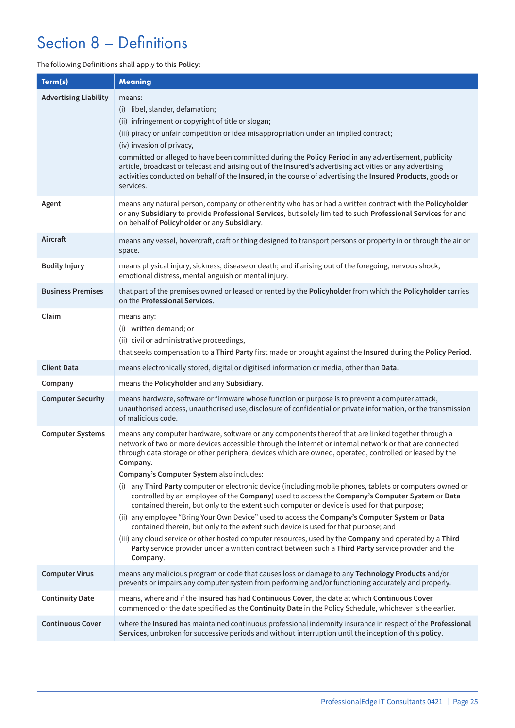# Section 8 – Definitions

The following Definitions shall apply to this **Policy**:

| Term(s) | Meaning |
|---|---|
| **Advertising Liability** | means:<br>(i) libel, slander, defamation;<br>(ii) infringement or copyright of title or slogan;<br>(iii) piracy or unfair competition or idea misappropriation under an implied contract;<br>(iv) invasion of privacy,<br>committed or alleged to have been committed during the **Policy Period** in any advertisement, publicity article, broadcast or telecast and arising out of the **Insured's** advertising activities or any advertising activities conducted on behalf of the **Insured**, in the course of advertising the **Insured Products**, goods or services. |
| **Agent** | means any natural person, company or other entity who has or had a written contract with the **Policyholder** or any **Subsidiary** to provide **Professional Services**, but solely limited to such **Professional Services** for and on behalf of **Policyholder** or any **Subsidiary**. |
| **Aircraft** | means any vessel, hovercraft, craft or thing designed to transport persons or property in or through the air or space. |
| **Bodily Injury** | means physical injury, sickness, disease or death; and if arising out of the foregoing, nervous shock, emotional distress, mental anguish or mental injury. |
| **Business Premises** | that part of the premises owned or leased or rented by the **Policyholder** from which the **Policyholder** carries on the **Professional Services**. |
| **Claim** | means any:<br>(i) written demand; or<br>(ii) civil or administrative proceedings,<br>that seeks compensation to a **Third Party** first made or brought against the **Insured** during the **Policy Period**. |
| **Client Data** | means electronically stored, digital or digitised information or media, other than **Data**. |
| **Company** | means the **Policyholder** and any **Subsidiary**. |
| **Computer Security** | means hardware, software or firmware whose function or purpose is to prevent a computer attack, unauthorised access, unauthorised use, disclosure of confidential or private information, or the transmission of malicious code. |
| **Computer Systems** | means any computer hardware, software or any components thereof that are linked together through a network of two or more devices accessible through the Internet or internal network or that are connected through data storage or other peripheral devices which are owned, operated, controlled or leased by the **Company**.<br>**Company's Computer System** also includes:<br>(i) any **Third Party** computer or electronic device (including mobile phones, tablets or computers owned or controlled by an employee of the **Company**) used to access the **Company's Computer System** or **Data** contained therein, but only to the extent such computer or device is used for that purpose;<br>(ii) any employee "Bring Your Own Device" used to access the **Company's Computer System** or **Data** contained therein, but only to the extent such device is used for that purpose; and<br>(iii) any cloud service or other hosted computer resources, used by the **Company** and operated by a **Third Party** service provider under a written contract between such a **Third Party** service provider and the **Company**. |
| **Computer Virus** | means any malicious program or code that causes loss or damage to any **Technology Products** and/or prevents or impairs any computer system from performing and/or functioning accurately and properly. |
| **Continuity Date** | means, where and if the **Insured** has had **Continuous Cover**, the date at which **Continuous Cover** commenced or the date specified as the **Continuity Date** in the Policy Schedule, whichever is the earlier. |
| **Continuous Cover** | where the **Insured** has maintained continuous professional indemnity insurance in respect of the **Professional Services**, unbroken for successive periods and without interruption until the inception of this **policy**. |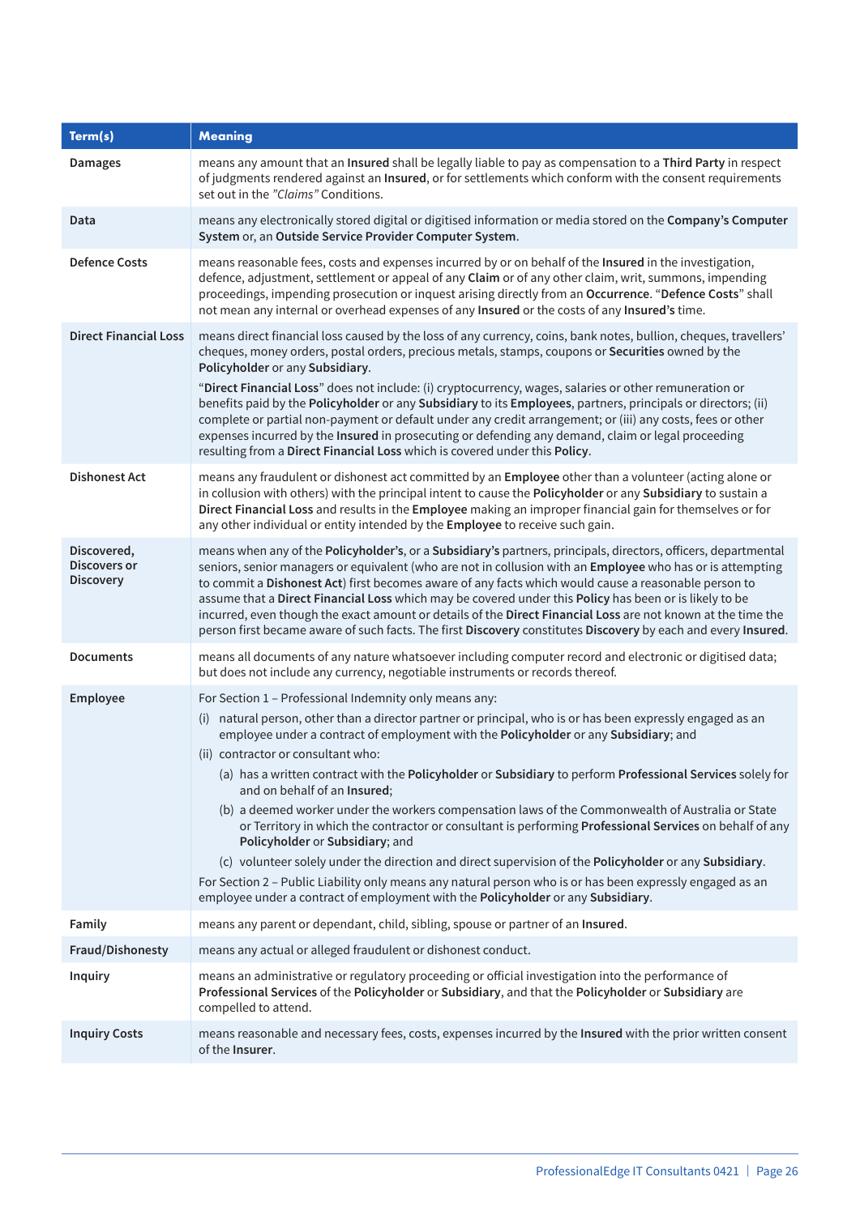| Term(s) | Meaning |
|---|---|
| **Damages** | means any amount that an **Insured** shall be legally liable to pay as compensation to a **Third Party** in respect of judgments rendered against an **Insured**, or for settlements which conform with the consent requirements set out in the *"Claims"* Conditions. |
| **Data** | means any electronically stored digital or digitised information or media stored on the **Company's Computer System** or, an **Outside Service Provider Computer System**. |
| **Defence Costs** | means reasonable fees, costs and expenses incurred by or on behalf of the **Insured** in the investigation, defence, adjustment, settlement or appeal of any **Claim** or of any other claim, writ, summons, impending proceedings, impending prosecution or inquest arising directly from an **Occurrence**. "**Defence Costs**" shall not mean any internal or overhead expenses of any **Insured** or the costs of any **Insured's** time. |
| **Direct Financial Loss** | means direct financial loss caused by the loss of any currency, coins, bank notes, bullion, cheques, travellers' cheques, money orders, postal orders, precious metals, stamps, coupons or **Securities** owned by the **Policyholder** or any **Subsidiary**.<br><br>"**Direct Financial Loss**" does not include: (i) cryptocurrency, wages, salaries or other remuneration or benefits paid by the **Policyholder** or any **Subsidiary** to its **Employees**, partners, principals or directors; (ii) complete or partial non-payment or default under any credit arrangement; or (iii) any costs, fees or other expenses incurred by the **Insured** in prosecuting or defending any demand, claim or legal proceeding resulting from a **Direct Financial Loss** which is covered under this **Policy**. |
| **Dishonest Act** | means any fraudulent or dishonest act committed by an **Employee** other than a volunteer (acting alone or in collusion with others) with the principal intent to cause the **Policyholder** or any **Subsidiary** to sustain a **Direct Financial Loss** and results in the **Employee** making an improper financial gain for themselves or for any other individual or entity intended by the **Employee** to receive such gain. |
| **Discovered, Discovers or Discovery** | means when any of the **Policyholder's**, or a **Subsidiary's** partners, principals, directors, officers, departmental seniors, senior managers or equivalent (who are not in collusion with an **Employee** who has or is attempting to commit a **Dishonest Act**) first becomes aware of any facts which would cause a reasonable person to assume that a **Direct Financial Loss** which may be covered under this **Policy** has been or is likely to be incurred, even though the exact amount or details of the **Direct Financial Loss** are not known at the time the person first became aware of such facts. The first **Discovery** constitutes **Discovery** by each and every **Insured**. |
| **Documents** | means all documents of any nature whatsoever including computer record and electronic or digitised data; but does not include any currency, negotiable instruments or records thereof. |
| **Employee** | For Section 1 – Professional Indemnity only means any:<br>(i) natural person, other than a director partner or principal, who is or has been expressly engaged as an employee under a contract of employment with the **Policyholder** or any **Subsidiary**; and<br>(ii) contractor or consultant who:<br>(a) has a written contract with the **Policyholder** or **Subsidiary** to perform **Professional Services** solely for and on behalf of an **Insured**;<br>(b) a deemed worker under the workers compensation laws of the Commonwealth of Australia or State or Territory in which the contractor or consultant is performing **Professional Services** on behalf of any **Policyholder** or **Subsidiary**; and<br>(c) volunteer solely under the direction and direct supervision of the **Policyholder** or any **Subsidiary**.<br>For Section 2 – Public Liability only means any natural person who is or has been expressly engaged as an employee under a contract of employment with the **Policyholder** or any **Subsidiary**. |
| **Family** | means any parent or dependant, child, sibling, spouse or partner of an **Insured**. |
| **Fraud/Dishonesty** | means any actual or alleged fraudulent or dishonest conduct. |
| **Inquiry** | means an administrative or regulatory proceeding or official investigation into the performance of **Professional Services** of the **Policyholder** or **Subsidiary**, and that the **Policyholder** or **Subsidiary** are compelled to attend. |
| **Inquiry Costs** | means reasonable and necessary fees, costs, expenses incurred by the **Insured** with the prior written consent of the **Insurer**. |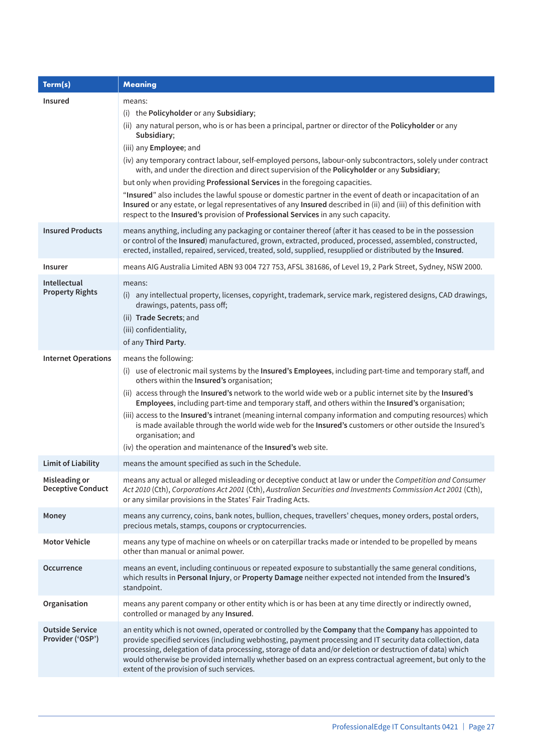| Term(s) | Meaning |
|---|---|
| **Insured** | means:<br>(i) the **Policyholder** or any **Subsidiary**;<br>(ii) any natural person, who is or has been a principal, partner or director of the **Policyholder** or any **Subsidiary**;<br>(iii) any **Employee**; and<br>(iv) any temporary contract labour, self-employed persons, labour-only subcontractors, solely under contract with, and under the direction and direct supervision of the **Policyholder** or any **Subsidiary**;<br>but only when providing **Professional Services** in the foregoing capacities.<br>"**Insured**" also includes the lawful spouse or domestic partner in the event of death or incapacitation of an **Insured** or any estate, or legal representatives of any **Insured** described in (ii) and (iii) of this definition with respect to the **Insured's** provision of **Professional Services** in any such capacity. |
| **Insured Products** | means anything, including any packaging or container thereof (after it has ceased to be in the possession or control of the **Insured**) manufactured, grown, extracted, produced, processed, assembled, constructed, erected, installed, repaired, serviced, treated, sold, supplied, resupplied or distributed by the **Insured**. |
| **Insurer** | means AIG Australia Limited ABN 93 004 727 753, AFSL 381686, of Level 19, 2 Park Street, Sydney, NSW 2000. |
| **Intellectual Property Rights** | means:<br>(i) any intellectual property, licenses, copyright, trademark, service mark, registered designs, CAD drawings, drawings, patents, pass off;<br>(ii) **Trade Secrets**; and<br>(iii) confidentiality,<br>of any **Third Party**. |
| **Internet Operations** | means the following:<br>(i) use of electronic mail systems by the **Insured's Employees**, including part-time and temporary staff, and others within the **Insured's** organisation;<br>(ii) access through the **Insured's** network to the world wide web or a public internet site by the **Insured's Employees**, including part-time and temporary staff, and others within the **Insured's** organisation;<br>(iii) access to the **Insured's** intranet (meaning internal company information and computing resources) which is made available through the world wide web for the **Insured's** customers or other outside the Insured's organisation; and<br>(iv) the operation and maintenance of the **Insured's** web site. |
| **Limit of Liability** | means the amount specified as such in the Schedule. |
| **Misleading or Deceptive Conduct** | means any actual or alleged misleading or deceptive conduct at law or under the *Competition and Consumer Act 2010* (Cth), *Corporations Act 2001* (Cth), *Australian Securities and Investments Commission Act 2001* (Cth), or any similar provisions in the States' Fair Trading Acts. |
| **Money** | means any currency, coins, bank notes, bullion, cheques, travellers' cheques, money orders, postal orders, precious metals, stamps, coupons or cryptocurrencies. |
| **Motor Vehicle** | means any type of machine on wheels or on caterpillar tracks made or intended to be propelled by means other than manual or animal power. |
| **Occurrence** | means an event, including continuous or repeated exposure to substantially the same general conditions, which results in **Personal Injury**, or **Property Damage** neither expected not intended from the **Insured's** standpoint. |
| **Organisation** | means any parent company or other entity which is or has been at any time directly or indirectly owned, controlled or managed by any **Insured**. |
| **Outside Service Provider ('OSP')** | an entity which is not owned, operated or controlled by the **Company** that the **Company** has appointed to provide specified services (including webhosting, payment processing and IT security data collection, data processing, delegation of data processing, storage of data and/or deletion or destruction of data) which would otherwise be provided internally whether based on an express contractual agreement, but only to the extent of the provision of such services. |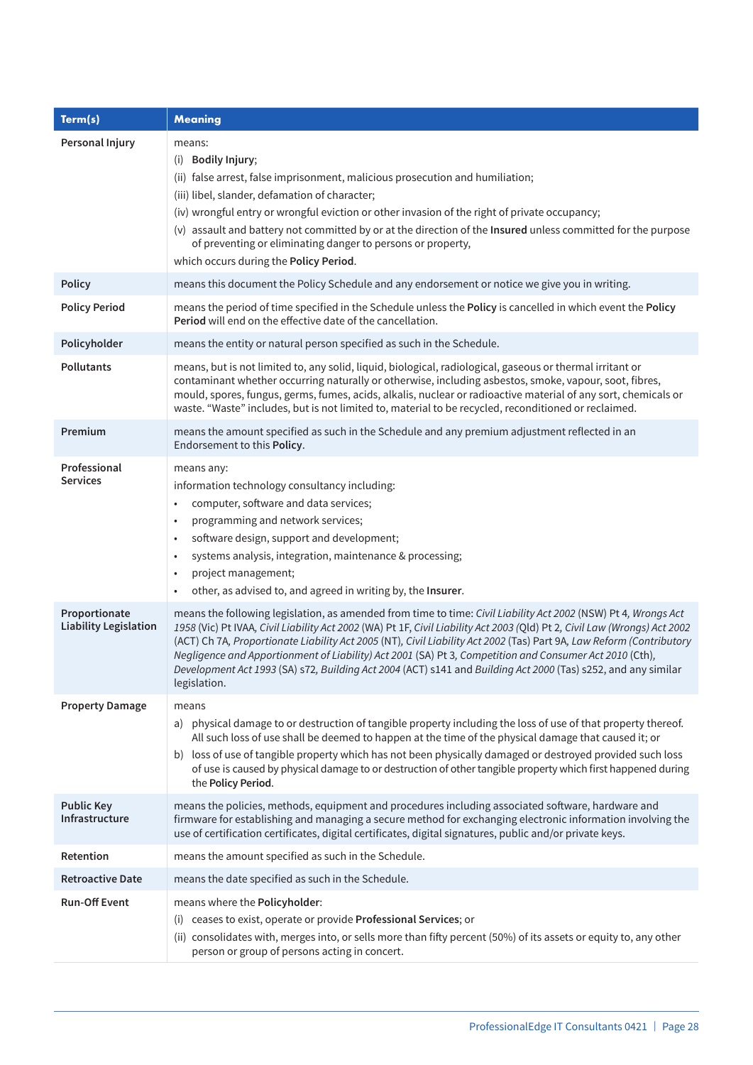| Term(s) | Meaning |
|---|---|
| **Personal Injury** | means:<br>(i) **Bodily Injury**;<br>(ii) false arrest, false imprisonment, malicious prosecution and humiliation;<br>(iii) libel, slander, defamation of character;<br>(iv) wrongful entry or wrongful eviction or other invasion of the right of private occupancy;<br>(v) assault and battery not committed by or at the direction of the **Insured** unless committed for the purpose of preventing or eliminating danger to persons or property,<br>which occurs during the **Policy Period**. |
| **Policy** | means this document the Policy Schedule and any endorsement or notice we give you in writing. |
| **Policy Period** | means the period of time specified in the Schedule unless the **Policy** is cancelled in which event the **Policy Period** will end on the effective date of the cancellation. |
| **Policyholder** | means the entity or natural person specified as such in the Schedule. |
| **Pollutants** | means, but is not limited to, any solid, liquid, biological, radiological, gaseous or thermal irritant or contaminant whether occurring naturally or otherwise, including asbestos, smoke, vapour, soot, fibres, mould, spores, fungus, germs, fumes, acids, alkalis, nuclear or radioactive material of any sort, chemicals or waste. "Waste" includes, but is not limited to, material to be recycled, reconditioned or reclaimed. |
| **Premium** | means the amount specified as such in the Schedule and any premium adjustment reflected in an Endorsement to this **Policy**. |
| **Professional Services** | means any:<br>information technology consultancy including:<br>• computer, software and data services;<br>• programming and network services;<br>• software design, support and development;<br>• systems analysis, integration, maintenance & processing;<br>• project management;<br>• other, as advised to, and agreed in writing by, the **Insurer**. |
| **Proportionate Liability Legislation** | means the following legislation, as amended from time to time: *Civil Liability Act 2002* (NSW) Pt 4, *Wrongs Act 1958* (Vic) Pt IVAA, *Civil Liability Act 2002* (WA) Pt 1F, *Civil Liability Act 2003* (Qld) Pt 2, *Civil Law (Wrongs) Act 2002* (ACT) Ch 7A, *Proportionate Liability Act 2005* (NT), *Civil Liability Act 2002* (Tas) Part 9A, *Law Reform (Contributory Negligence and Apportionment of Liability) Act 2001* (SA) Pt 3, *Competition and Consumer Act 2010* (Cth), *Development Act 1993* (SA) s72, *Building Act 2004* (ACT) s141 and *Building Act 2000* (Tas) s252, and any similar legislation. |
| **Property Damage** | means<br>a) physical damage to or destruction of tangible property including the loss of use of that property thereof. All such loss of use shall be deemed to happen at the time of the physical damage that caused it; or<br>b) loss of use of tangible property which has not been physically damaged or destroyed provided such loss of use is caused by physical damage to or destruction of other tangible property which first happened during the **Policy Period**. |
| **Public Key Infrastructure** | means the policies, methods, equipment and procedures including associated software, hardware and firmware for establishing and managing a secure method for exchanging electronic information involving the use of certification certificates, digital certificates, digital signatures, public and/or private keys. |
| **Retention** | means the amount specified as such in the Schedule. |
| **Retroactive Date** | means the date specified as such in the Schedule. |
| **Run-Off Event** | means where the **Policyholder**:<br>(i) ceases to exist, operate or provide **Professional Services**; or<br>(ii) consolidates with, merges into, or sells more than fifty percent (50%) of its assets or equity to, any other person or group of persons acting in concert. |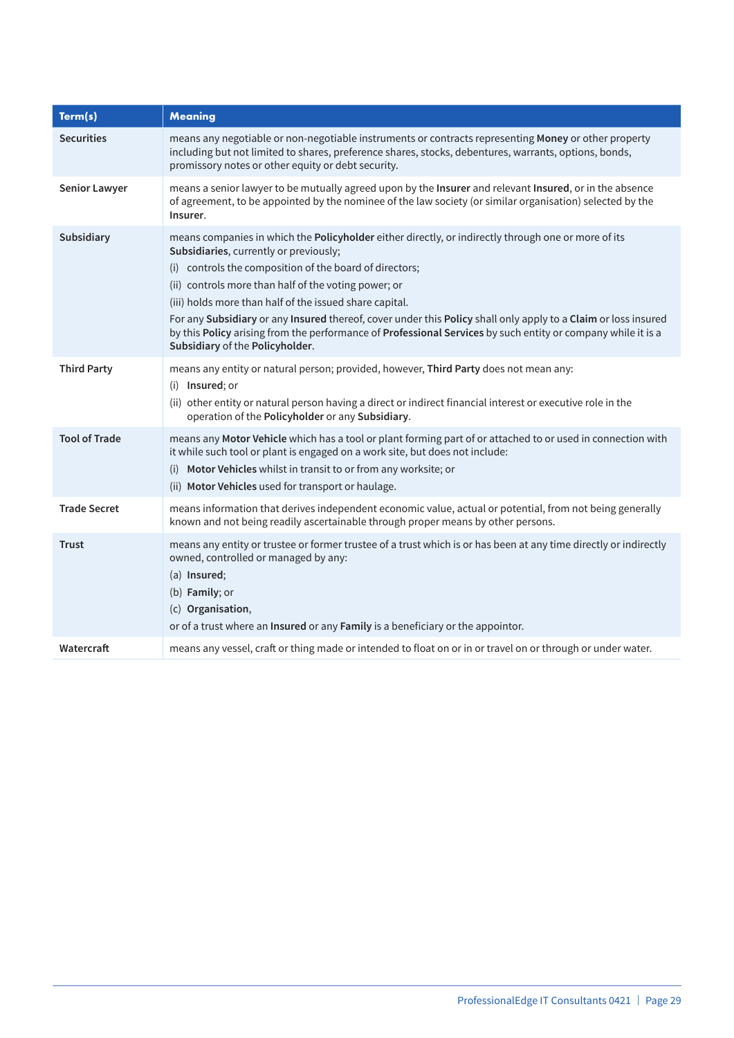| Term(s) | Meaning |
|---|---|
| **Securities** | means any negotiable or non-negotiable instruments or contracts representing **Money** or other property including but not limited to shares, preference shares, stocks, debentures, warrants, options, bonds, promissory notes or other equity or debt security. |
| **Senior Lawyer** | means a senior lawyer to be mutually agreed upon by the **Insurer** and relevant **Insured**, or in the absence of agreement, to be appointed by the nominee of the law society (or similar organisation) selected by the **Insurer**. |
| **Subsidiary** | means companies in which the **Policyholder** either directly, or indirectly through one or more of its **Subsidiaries**, currently or previously;<br>(i) controls the composition of the board of directors;<br>(ii) controls more than half of the voting power; or<br>(iii) holds more than half of the issued share capital.<br>For any **Subsidiary** or any **Insured** thereof, cover under this **Policy** shall only apply to a **Claim** or loss insured by this **Policy** arising from the performance of **Professional Services** by such entity or company while it is a **Subsidiary** of the **Policyholder**. |
| **Third Party** | means any entity or natural person; provided, however, **Third Party** does not mean any:<br>(i) **Insured**; or<br>(ii) other entity or natural person having a direct or indirect financial interest or executive role in the operation of the **Policyholder** or any **Subsidiary**. |
| **Tool of Trade** | means any **Motor Vehicle** which has a tool or plant forming part of or attached to or used in connection with it while such tool or plant is engaged on a work site, but does not include:<br>(i) **Motor Vehicles** whilst in transit to or from any worksite; or<br>(ii) **Motor Vehicles** used for transport or haulage. |
| **Trade Secret** | means information that derives independent economic value, actual or potential, from not being generally known and not being readily ascertainable through proper means by other persons. |
| **Trust** | means any entity or trustee or former trustee of a trust which is or has been at any time directly or indirectly owned, controlled or managed by any:<br>(a) **Insured**;<br>(b) **Family**; or<br>(c) **Organisation**,<br>or of a trust where an **Insured** or any **Family** is a beneficiary or the appointor. |
| **Watercraft** | means any vessel, craft or thing made or intended to float on or in or travel on or through or under water. |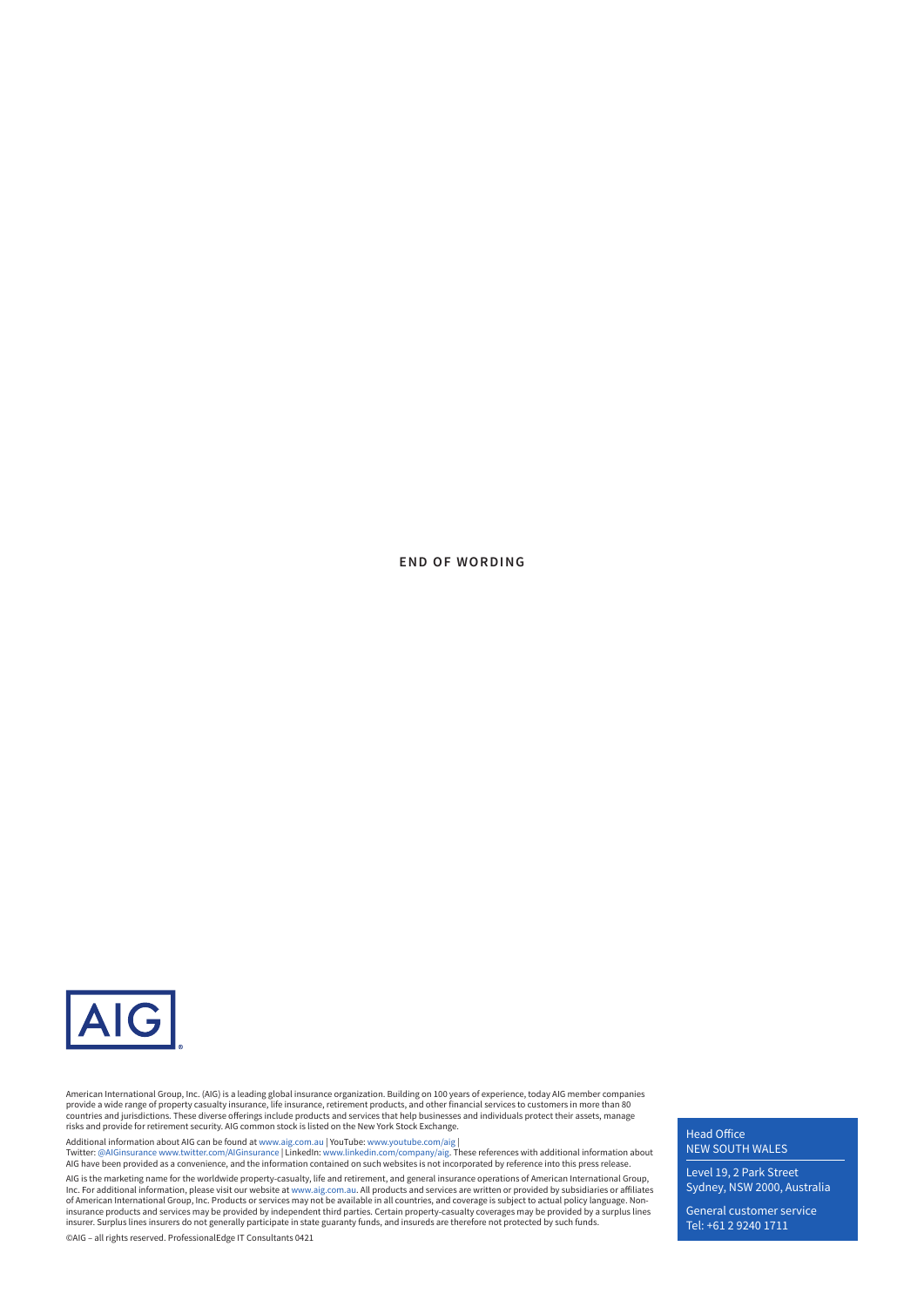**END OF WORDING**

American International Group, Inc. (AIG) is a leading global insurance organization. Building on 100 years of experience, today AIG member companies provide a wide range of property casualty insurance, life insurance, retirement products, and other financial services to customers in more than 80 countries and jurisdictions. These diverse offerings include products and services that help businesses and individuals protect their assets, manage risks and provide for retirement security. AIG common stock is listed on the New York Stock Exchange.

Additional information about AIG can be found at www.aig.com.au | YouTube: www.youtube.com/aig | Twitter: @AIGinsurance www.twitter.com/AIGinsurance | LinkedIn: www.linkedin.com/company/aig. These references with additional information about AIG have been provided as a convenience, and the information contained on such websites is not incorporated by reference into this press release.

AIG is the marketing name for the worldwide property-casualty, life and retirement, and general insurance operations of American International Group, Inc. For additional information, please visit our website at www.aig.com.au. All products and services are written or provided by subsidiaries or affiliates of American International Group, Inc. Products or services may not be available in all countries, and coverage is subject to actual policy language. Non-insurance products and services may be provided by independent third parties. Certain property-casualty coverages may be provided by a surplus lines insurer. Surplus lines insurers do not generally participate in state guaranty funds, and insureds are therefore not protected by such funds.

©AIG – all rights reserved. ProfessionalEdge IT Consultants 0421

Head Office
NEW SOUTH WALES

Level 19, 2 Park Street
Sydney, NSW 2000, Australia

General customer service
Tel: +61 2 9240 1711